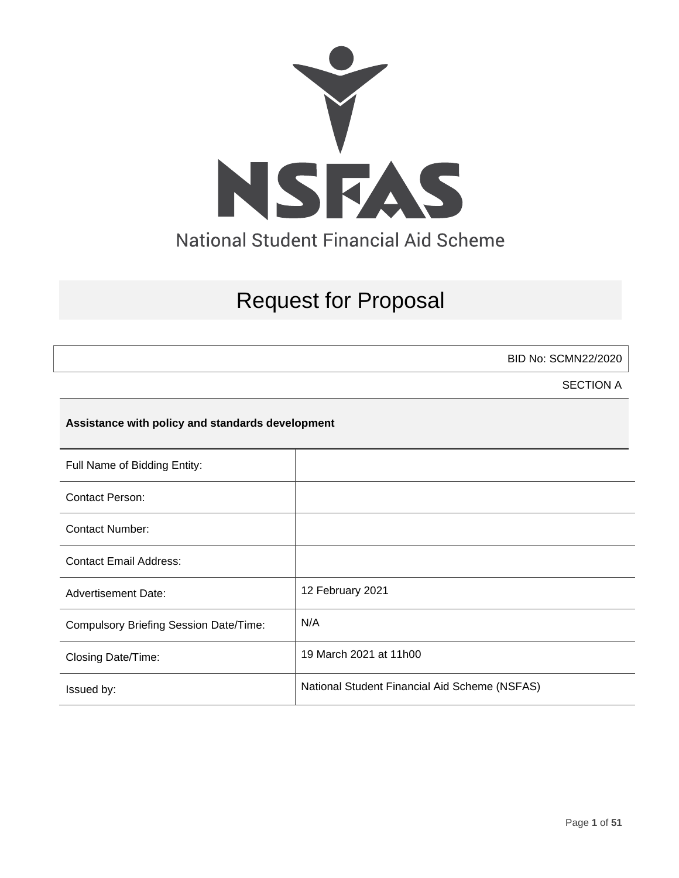NSFAS

National Student Financial Aid Scheme

# Request for Proposal

BID No: SCMN22/2020

SECTION A

**Assistance with policy and standards development**

| | |
|---|---|
| Full Name of Bidding Entity: | |
| Contact Person: | |
| Contact Number: | |
| Contact Email Address: | |
| Advertisement Date: | 12 February 2021 |
| Compulsory Briefing Session Date/Time: | N/A |
| Closing Date/Time: | 19 March 2021 at 11h00 |
| Issued by: | National Student Financial Aid Scheme (NSFAS) |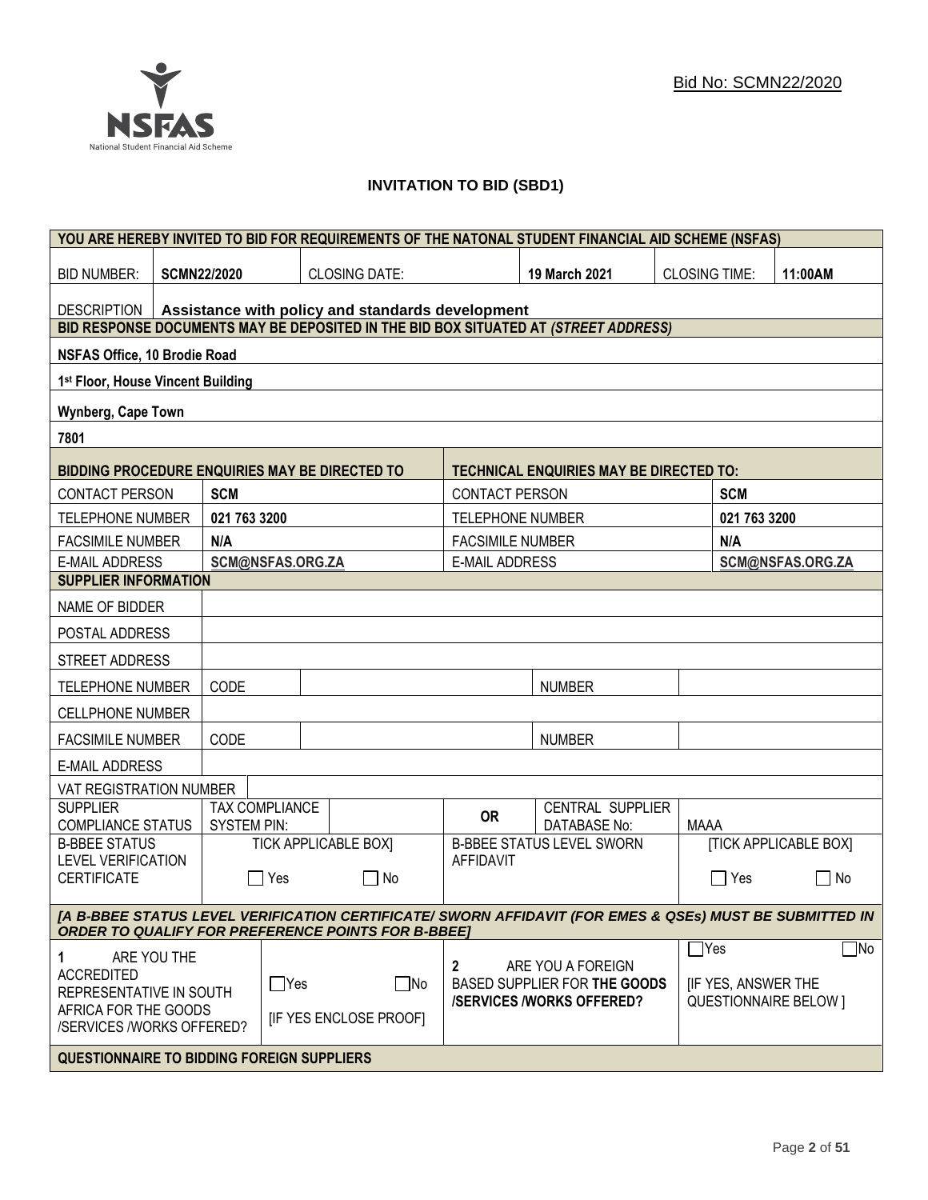Bid No: SCMN22/2020

**INVITATION TO BID (SBD1)**

| YOU ARE HEREBY INVITED TO BID FOR REQUIREMENTS OF THE NATONAL STUDENT FINANCIAL AID SCHEME (NSFAS) | | | | | |
|---|---|---|---|---|---|
| BID NUMBER: | **SCMN22/2020** | CLOSING DATE: | **19 March 2021** | CLOSING TIME: | **11:00AM** |
| DESCRIPTION | **Assistance with policy and standards development** | | | | |

| BID RESPONSE DOCUMENTS MAY BE DEPOSITED IN THE BID BOX SITUATED AT *(STREET ADDRESS)* |
|---|
| **NSFAS Office, 10 Brodie Road** |
| **1st Floor, House Vincent Building** |
| **Wynberg, Cape Town** |
| **7801** |

| BIDDING PROCEDURE ENQUIRIES MAY BE DIRECTED TO | | TECHNICAL ENQUIRIES MAY BE DIRECTED TO: | |
|---|---|---|---|
| CONTACT PERSON | **SCM** | CONTACT PERSON | **SCM** |
| TELEPHONE NUMBER | **021 763 3200** | TELEPHONE NUMBER | **021 763 3200** |
| FACSIMILE NUMBER | **N/A** | FACSIMILE NUMBER | **N/A** |
| E-MAIL ADDRESS | **SCM@NSFAS.ORG.ZA** | E-MAIL ADDRESS | **SCM@NSFAS.ORG.ZA** |

| SUPPLIER INFORMATION | | | | | | |
|---|---|---|---|---|---|---|
| NAME OF BIDDER | | | | | | |
| POSTAL ADDRESS | | | | | | |
| STREET ADDRESS | | | | | | |
| TELEPHONE NUMBER | CODE | | | NUMBER | | |
| CELLPHONE NUMBER | | | | | | |
| FACSIMILE NUMBER | CODE | | | NUMBER | | |
| E-MAIL ADDRESS | | | | | | |
| VAT REGISTRATION NUMBER | | | | | | |
| SUPPLIER COMPLIANCE STATUS | TAX COMPLIANCE SYSTEM PIN: | | OR | CENTRAL SUPPLIER DATABASE No: | MAAA | |
| B-BBEE STATUS LEVEL VERIFICATION CERTIFICATE | TICK APPLICABLE BOX] ☐ Yes ☐ No | | B-BBEE STATUS LEVEL SWORN AFFIDAVIT | | [TICK APPLICABLE BOX] ☐ Yes ☐ No | |

***[A B-BBEE STATUS LEVEL VERIFICATION CERTIFICATE/ SWORN AFFIDAVIT (FOR EMES & QSEs) MUST BE SUBMITTED IN ORDER TO QUALIFY FOR PREFERENCE POINTS FOR B-BBEE]***

| 1 ARE YOU THE ACCREDITED REPRESENTATIVE IN SOUTH AFRICA FOR THE GOODS /SERVICES /WORKS OFFERED? | ☐Yes ☐No [IF YES ENCLOSE PROOF] | 2 ARE YOU A FOREIGN BASED SUPPLIER FOR **THE GOODS /SERVICES /WORKS OFFERED?** | ☐Yes ☐No [IF YES, ANSWER THE QUESTIONNAIRE BELOW ] |
|---|---|---|---|

**QUESTIONNAIRE TO BIDDING FOREIGN SUPPLIERS**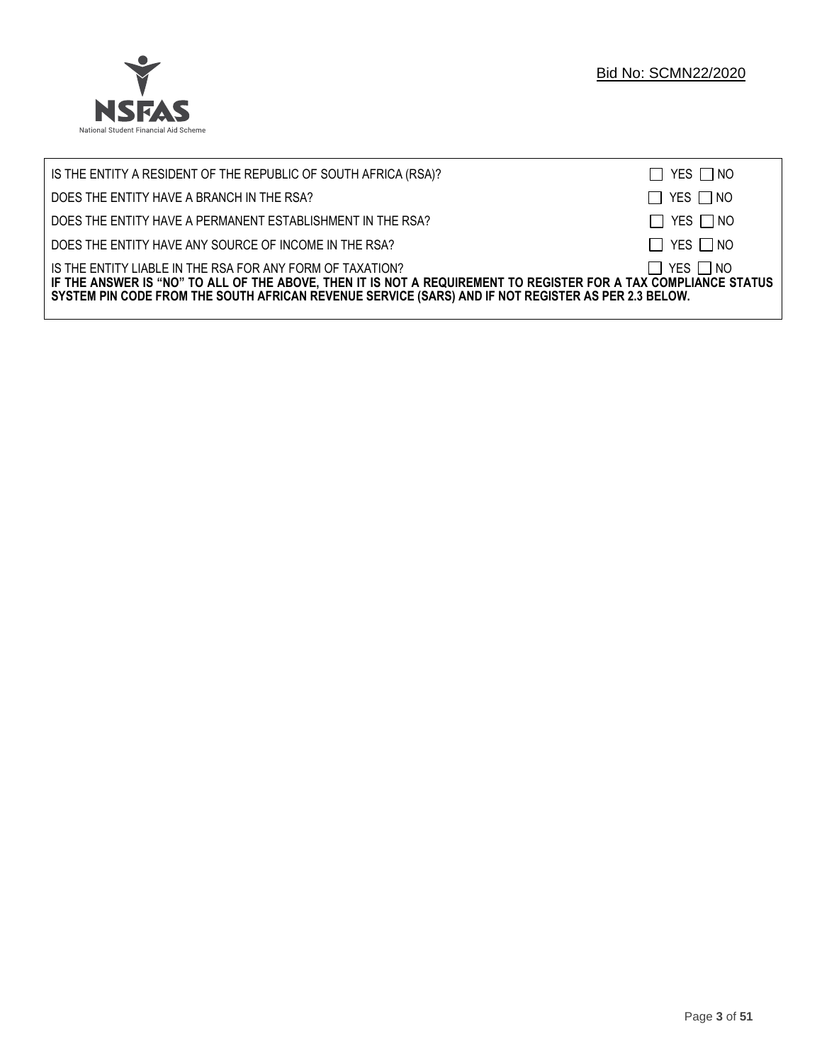| | |
|---|---|
| IS THE ENTITY A RESIDENT OF THE REPUBLIC OF SOUTH AFRICA (RSA)? | ☐ YES ☐ NO |
| DOES THE ENTITY HAVE A BRANCH IN THE RSA? | ☐ YES ☐ NO |
| DOES THE ENTITY HAVE A PERMANENT ESTABLISHMENT IN THE RSA? | ☐ YES ☐ NO |
| DOES THE ENTITY HAVE ANY SOURCE OF INCOME IN THE RSA? | ☐ YES ☐ NO |
| IS THE ENTITY LIABLE IN THE RSA FOR ANY FORM OF TAXATION? | ☐ YES ☐ NO |

**IF THE ANSWER IS "NO" TO ALL OF THE ABOVE, THEN IT IS NOT A REQUIREMENT TO REGISTER FOR A TAX COMPLIANCE STATUS SYSTEM PIN CODE FROM THE SOUTH AFRICAN REVENUE SERVICE (SARS) AND IF NOT REGISTER AS PER 2.3 BELOW.**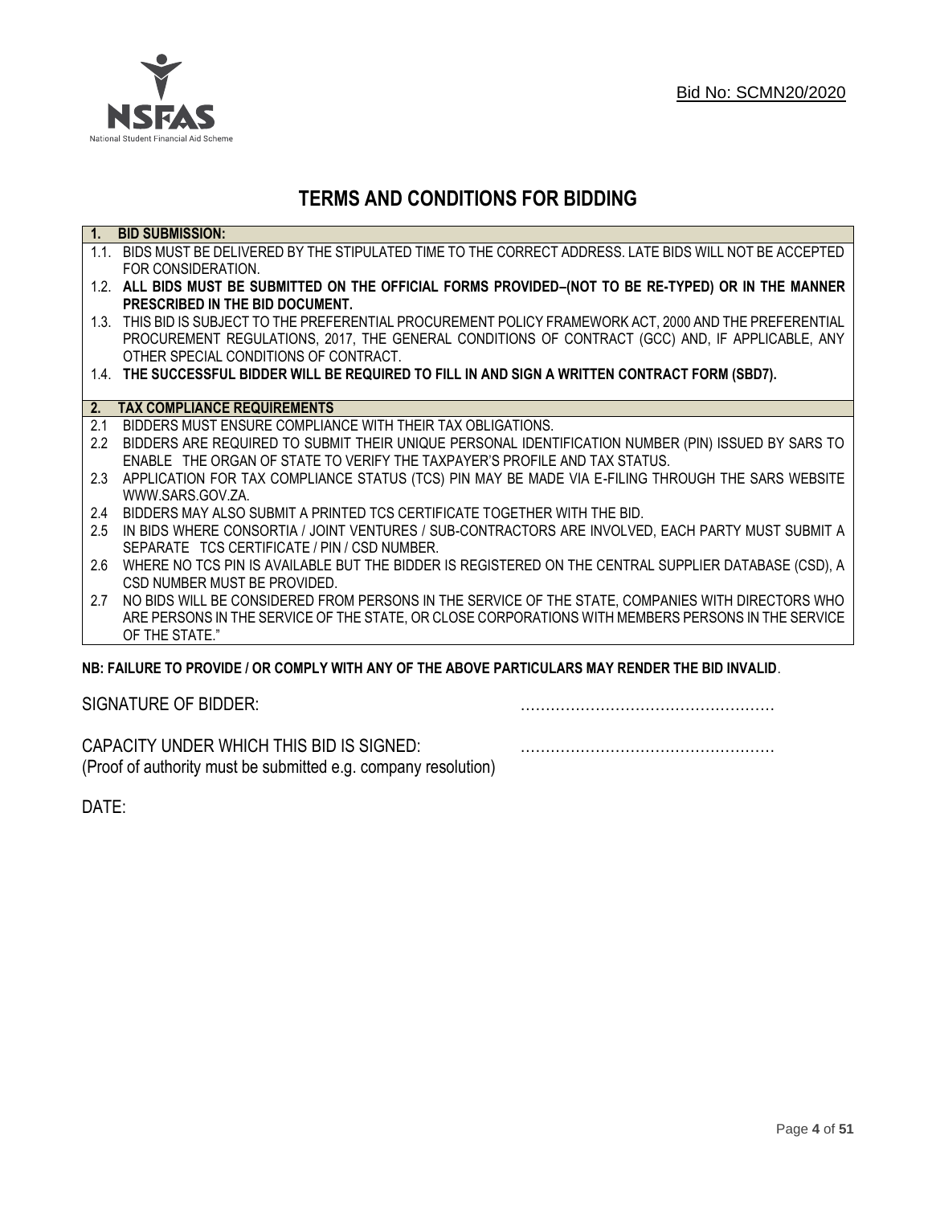Bid No: SCMN20/2020

# TERMS AND CONDITIONS FOR BIDDING

**1. BID SUBMISSION:**

1.1. BIDS MUST BE DELIVERED BY THE STIPULATED TIME TO THE CORRECT ADDRESS. LATE BIDS WILL NOT BE ACCEPTED FOR CONSIDERATION.

1.2. **ALL BIDS MUST BE SUBMITTED ON THE OFFICIAL FORMS PROVIDED–(NOT TO BE RE-TYPED) OR IN THE MANNER PRESCRIBED IN THE BID DOCUMENT.**

1.3. THIS BID IS SUBJECT TO THE PREFERENTIAL PROCUREMENT POLICY FRAMEWORK ACT, 2000 AND THE PREFERENTIAL PROCUREMENT REGULATIONS, 2017, THE GENERAL CONDITIONS OF CONTRACT (GCC) AND, IF APPLICABLE, ANY OTHER SPECIAL CONDITIONS OF CONTRACT.

1.4. **THE SUCCESSFUL BIDDER WILL BE REQUIRED TO FILL IN AND SIGN A WRITTEN CONTRACT FORM (SBD7).**

**2. TAX COMPLIANCE REQUIREMENTS**

2.1 BIDDERS MUST ENSURE COMPLIANCE WITH THEIR TAX OBLIGATIONS.

2.2 BIDDERS ARE REQUIRED TO SUBMIT THEIR UNIQUE PERSONAL IDENTIFICATION NUMBER (PIN) ISSUED BY SARS TO ENABLE THE ORGAN OF STATE TO VERIFY THE TAXPAYER'S PROFILE AND TAX STATUS.

2.3 APPLICATION FOR TAX COMPLIANCE STATUS (TCS) PIN MAY BE MADE VIA E-FILING THROUGH THE SARS WEBSITE WWW.SARS.GOV.ZA.

2.4 BIDDERS MAY ALSO SUBMIT A PRINTED TCS CERTIFICATE TOGETHER WITH THE BID.

2.5 IN BIDS WHERE CONSORTIA / JOINT VENTURES / SUB-CONTRACTORS ARE INVOLVED, EACH PARTY MUST SUBMIT A SEPARATE TCS CERTIFICATE / PIN / CSD NUMBER.

2.6 WHERE NO TCS PIN IS AVAILABLE BUT THE BIDDER IS REGISTERED ON THE CENTRAL SUPPLIER DATABASE (CSD), A CSD NUMBER MUST BE PROVIDED.

2.7 NO BIDS WILL BE CONSIDERED FROM PERSONS IN THE SERVICE OF THE STATE, COMPANIES WITH DIRECTORS WHO ARE PERSONS IN THE SERVICE OF THE STATE, OR CLOSE CORPORATIONS WITH MEMBERS PERSONS IN THE SERVICE OF THE STATE."

**NB: FAILURE TO PROVIDE / OR COMPLY WITH ANY OF THE ABOVE PARTICULARS MAY RENDER THE BID INVALID**.

SIGNATURE OF BIDDER: ……………………………………………

CAPACITY UNDER WHICH THIS BID IS SIGNED: ……………………………………………
(Proof of authority must be submitted e.g. company resolution)

DATE: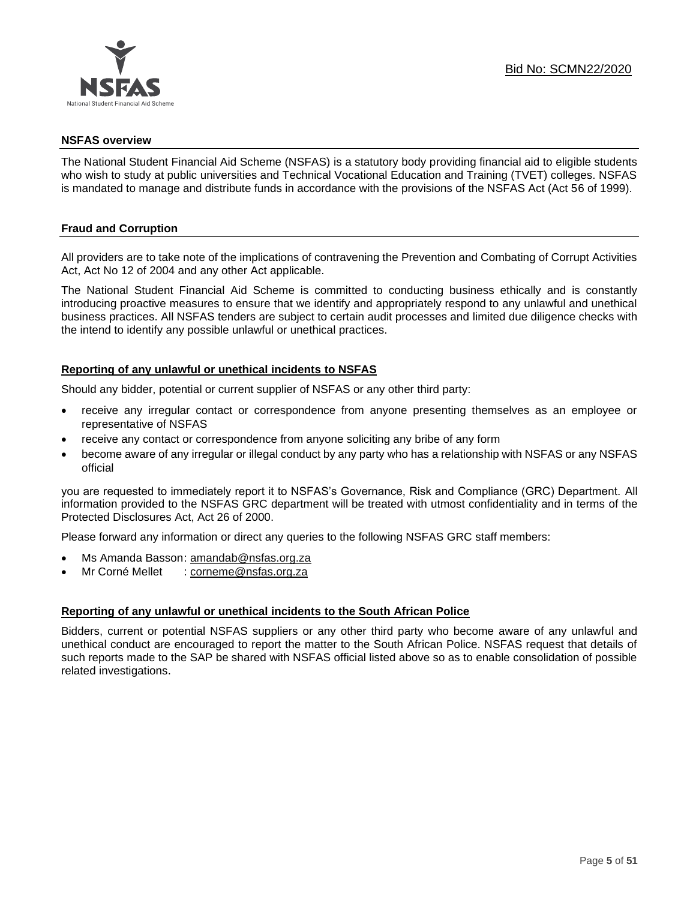Bid No: SCMN22/2020

## NSFAS overview

The National Student Financial Aid Scheme (NSFAS) is a statutory body providing financial aid to eligible students who wish to study at public universities and Technical Vocational Education and Training (TVET) colleges. NSFAS is mandated to manage and distribute funds in accordance with the provisions of the NSFAS Act (Act 56 of 1999).

## Fraud and Corruption

All providers are to take note of the implications of contravening the Prevention and Combating of Corrupt Activities Act, Act No 12 of 2004 and any other Act applicable.

The National Student Financial Aid Scheme is committed to conducting business ethically and is constantly introducing proactive measures to ensure that we identify and appropriately respond to any unlawful and unethical business practices. All NSFAS tenders are subject to certain audit processes and limited due diligence checks with the intend to identify any possible unlawful or unethical practices.

### Reporting of any unlawful or unethical incidents to NSFAS

Should any bidder, potential or current supplier of NSFAS or any other third party:

- receive any irregular contact or correspondence from anyone presenting themselves as an employee or representative of NSFAS
- receive any contact or correspondence from anyone soliciting any bribe of any form
- become aware of any irregular or illegal conduct by any party who has a relationship with NSFAS or any NSFAS official

you are requested to immediately report it to NSFAS's Governance, Risk and Compliance (GRC) Department. All information provided to the NSFAS GRC department will be treated with utmost confidentiality and in terms of the Protected Disclosures Act, Act 26 of 2000.

Please forward any information or direct any queries to the following NSFAS GRC staff members:

- Ms Amanda Basson: amandab@nsfas.org.za
- Mr Corné Mellet : corneme@nsfas.org.za

### Reporting of any unlawful or unethical incidents to the South African Police

Bidders, current or potential NSFAS suppliers or any other third party who become aware of any unlawful and unethical conduct are encouraged to report the matter to the South African Police. NSFAS request that details of such reports made to the SAP be shared with NSFAS official listed above so as to enable consolidation of possible related investigations.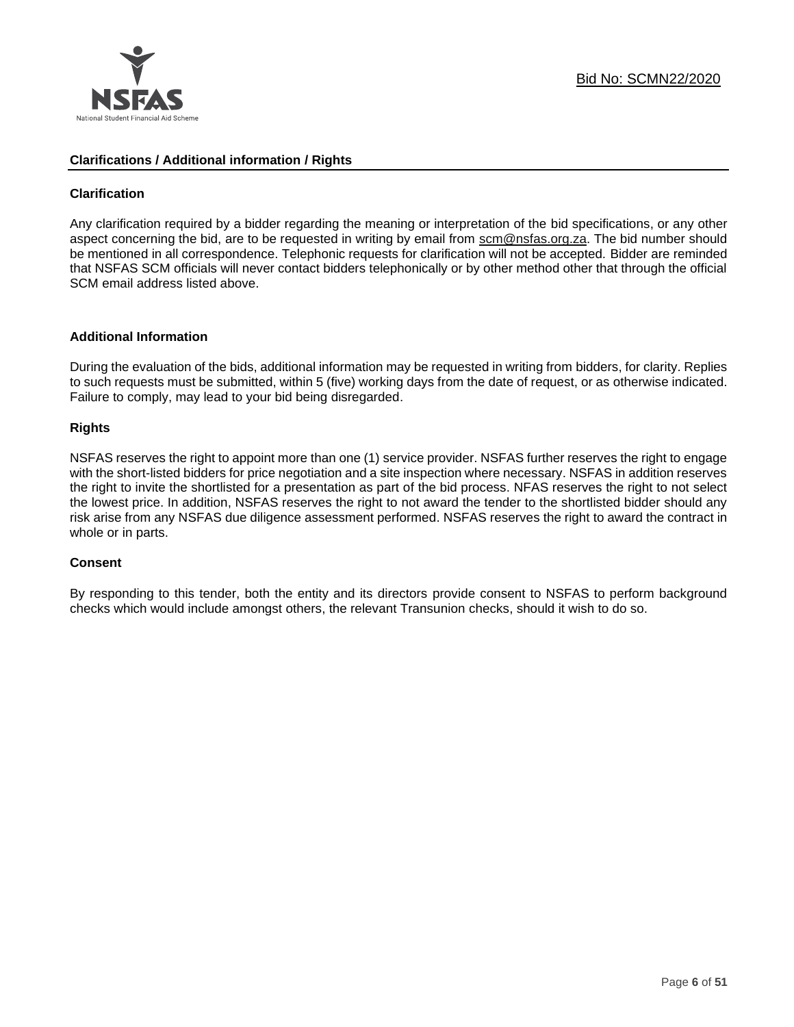## Clarifications / Additional information / Rights

### Clarification

Any clarification required by a bidder regarding the meaning or interpretation of the bid specifications, or any other aspect concerning the bid, are to be requested in writing by email from scm@nsfas.org.za. The bid number should be mentioned in all correspondence. Telephonic requests for clarification will not be accepted. Bidder are reminded that NSFAS SCM officials will never contact bidders telephonically or by other method other that through the official SCM email address listed above.

### Additional Information

During the evaluation of the bids, additional information may be requested in writing from bidders, for clarity. Replies to such requests must be submitted, within 5 (five) working days from the date of request, or as otherwise indicated. Failure to comply, may lead to your bid being disregarded.

### Rights

NSFAS reserves the right to appoint more than one (1) service provider. NSFAS further reserves the right to engage with the short-listed bidders for price negotiation and a site inspection where necessary. NSFAS in addition reserves the right to invite the shortlisted for a presentation as part of the bid process. NFAS reserves the right to not select the lowest price. In addition, NSFAS reserves the right to not award the tender to the shortlisted bidder should any risk arise from any NSFAS due diligence assessment performed. NSFAS reserves the right to award the contract in whole or in parts.

### Consent

By responding to this tender, both the entity and its directors provide consent to NSFAS to perform background checks which would include amongst others, the relevant Transunion checks, should it wish to do so.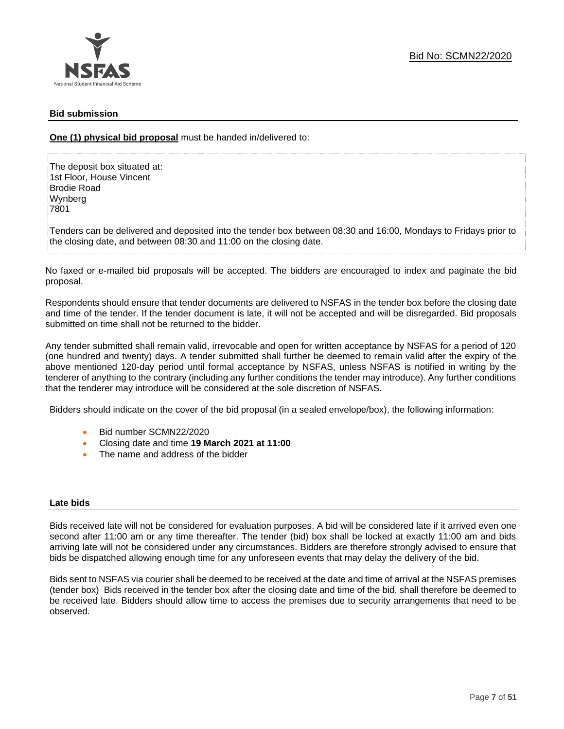## Bid submission

**One (1) physical bid proposal** must be handed in/delivered to:

The deposit box situated at:
1st Floor, House Vincent
Brodie Road
Wynberg
7801

Tenders can be delivered and deposited into the tender box between 08:30 and 16:00, Mondays to Fridays prior to the closing date, and between 08:30 and 11:00 on the closing date.

No faxed or e-mailed bid proposals will be accepted. The bidders are encouraged to index and paginate the bid proposal.

Respondents should ensure that tender documents are delivered to NSFAS in the tender box before the closing date and time of the tender. If the tender document is late, it will not be accepted and will be disregarded. Bid proposals submitted on time shall not be returned to the bidder.

Any tender submitted shall remain valid, irrevocable and open for written acceptance by NSFAS for a period of 120 (one hundred and twenty) days. A tender submitted shall further be deemed to remain valid after the expiry of the above mentioned 120-day period until formal acceptance by NSFAS, unless NSFAS is notified in writing by the tenderer of anything to the contrary (including any further conditions the tender may introduce). Any further conditions that the tenderer may introduce will be considered at the sole discretion of NSFAS.

Bidders should indicate on the cover of the bid proposal (in a sealed envelope/box), the following information:

- Bid number SCMN22/2020
- Closing date and time **19 March 2021 at 11:00**
- The name and address of the bidder

## Late bids

Bids received late will not be considered for evaluation purposes. A bid will be considered late if it arrived even one second after 11:00 am or any time thereafter. The tender (bid) box shall be locked at exactly 11:00 am and bids arriving late will not be considered under any circumstances. Bidders are therefore strongly advised to ensure that bids be dispatched allowing enough time for any unforeseen events that may delay the delivery of the bid.

Bids sent to NSFAS via courier shall be deemed to be received at the date and time of arrival at the NSFAS premises (tender box) Bids received in the tender box after the closing date and time of the bid, shall therefore be deemed to be received late. Bidders should allow time to access the premises due to security arrangements that need to be observed.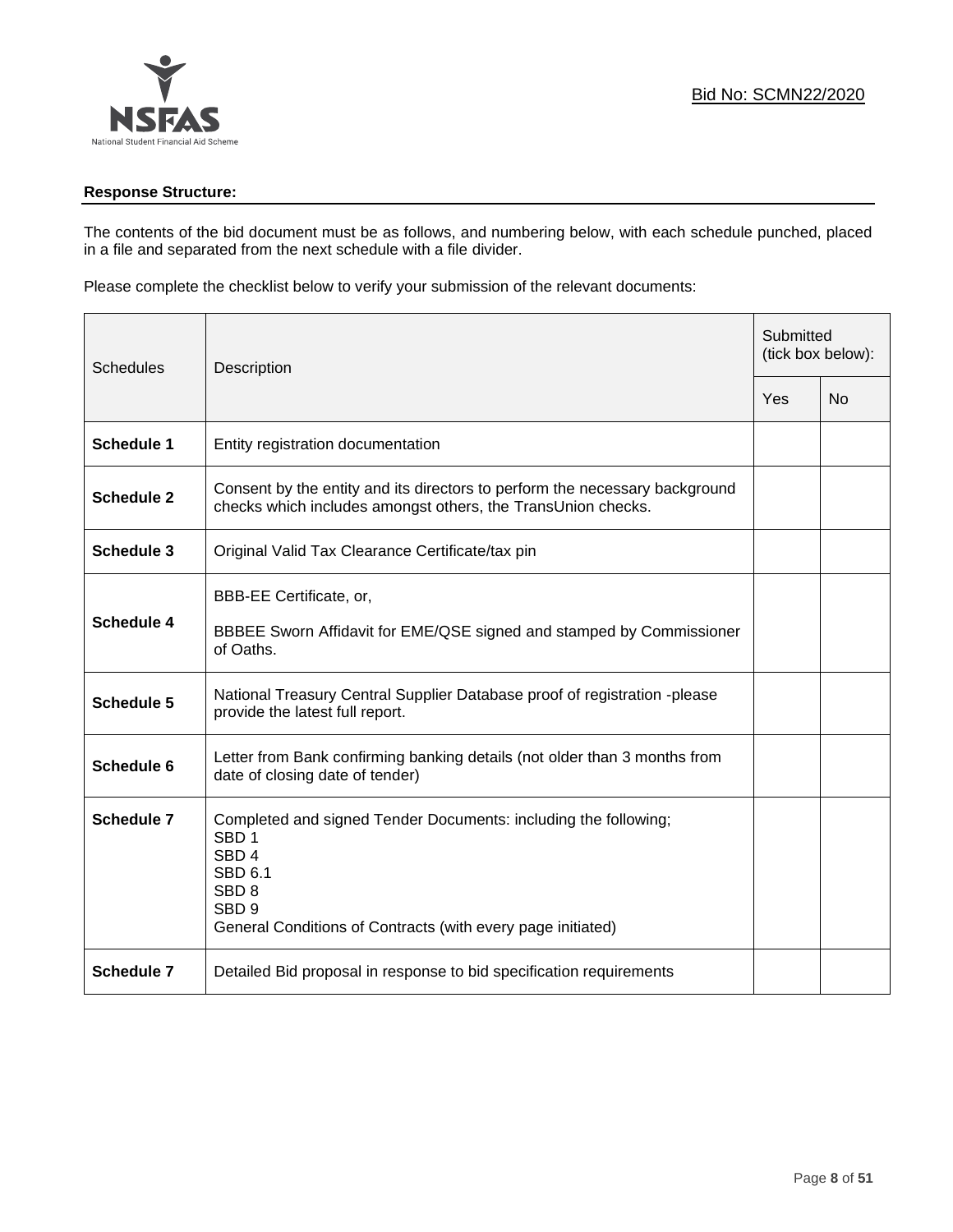Bid No: SCMN22/2020

**Response Structure:**

The contents of the bid document must be as follows, and numbering below, with each schedule punched, placed in a file and separated from the next schedule with a file divider.

Please complete the checklist below to verify your submission of the relevant documents:

| Schedules | Description | Submitted (tick box below): | |
|---|---|---|---|
| | | Yes | No |
| **Schedule 1** | Entity registration documentation | | |
| **Schedule 2** | Consent by the entity and its directors to perform the necessary background checks which includes amongst others, the TransUnion checks. | | |
| **Schedule 3** | Original Valid Tax Clearance Certificate/tax pin | | |
| **Schedule 4** | BBB-EE Certificate, or,<br><br>BBBEE Sworn Affidavit for EME/QSE signed and stamped by Commissioner of Oaths. | | |
| **Schedule 5** | National Treasury Central Supplier Database proof of registration -please provide the latest full report. | | |
| **Schedule 6** | Letter from Bank confirming banking details (not older than 3 months from date of closing date of tender) | | |
| **Schedule 7** | Completed and signed Tender Documents: including the following;<br>SBD 1<br>SBD 4<br>SBD 6.1<br>SBD 8<br>SBD 9<br>General Conditions of Contracts (with every page initiated) | | |
| **Schedule 7** | Detailed Bid proposal in response to bid specification requirements | | |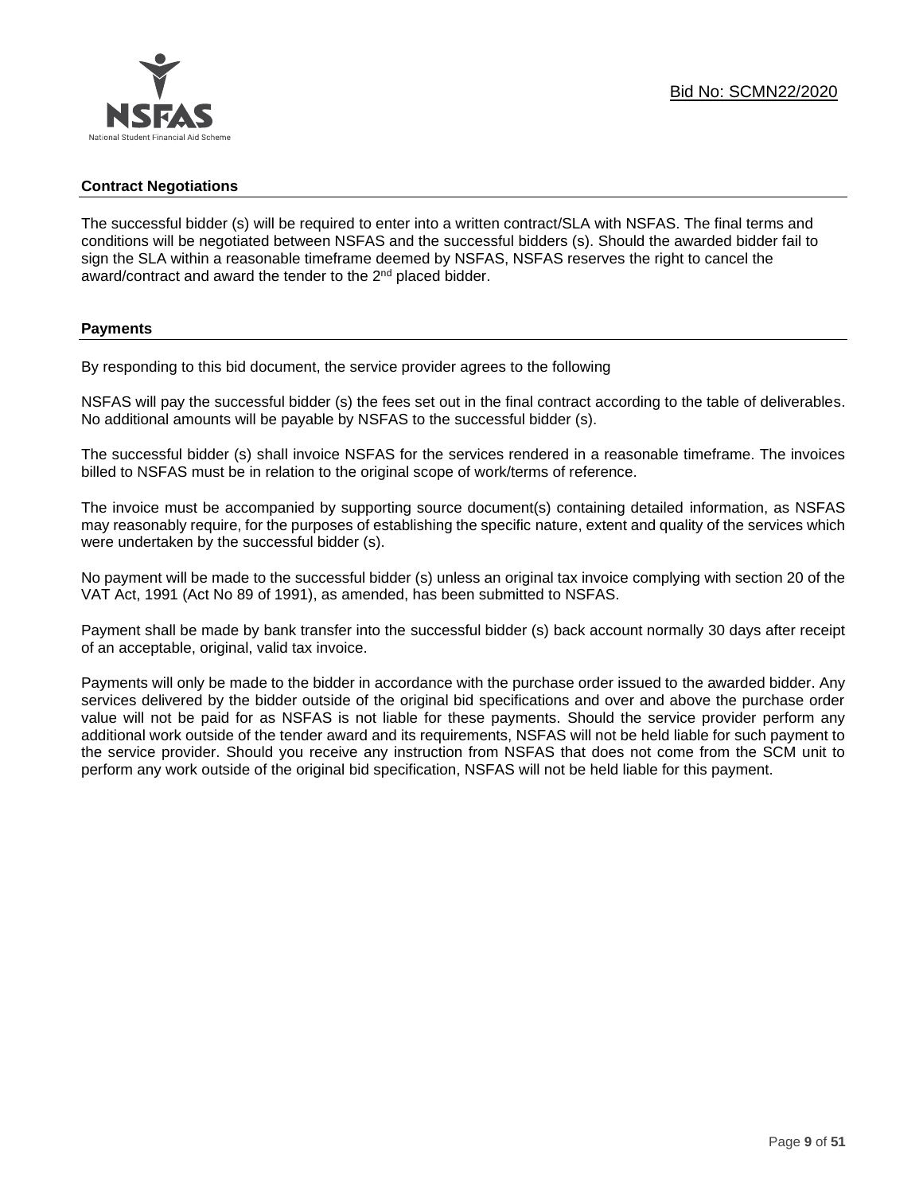**Contract Negotiations**

The successful bidder (s) will be required to enter into a written contract/SLA with NSFAS. The final terms and conditions will be negotiated between NSFAS and the successful bidders (s). Should the awarded bidder fail to sign the SLA within a reasonable timeframe deemed by NSFAS, NSFAS reserves the right to cancel the award/contract and award the tender to the 2nd placed bidder.

**Payments**

By responding to this bid document, the service provider agrees to the following

NSFAS will pay the successful bidder (s) the fees set out in the final contract according to the table of deliverables. No additional amounts will be payable by NSFAS to the successful bidder (s).

The successful bidder (s) shall invoice NSFAS for the services rendered in a reasonable timeframe. The invoices billed to NSFAS must be in relation to the original scope of work/terms of reference.

The invoice must be accompanied by supporting source document(s) containing detailed information, as NSFAS may reasonably require, for the purposes of establishing the specific nature, extent and quality of the services which were undertaken by the successful bidder (s).

No payment will be made to the successful bidder (s) unless an original tax invoice complying with section 20 of the VAT Act, 1991 (Act No 89 of 1991), as amended, has been submitted to NSFAS.

Payment shall be made by bank transfer into the successful bidder (s) back account normally 30 days after receipt of an acceptable, original, valid tax invoice.

Payments will only be made to the bidder in accordance with the purchase order issued to the awarded bidder. Any services delivered by the bidder outside of the original bid specifications and over and above the purchase order value will not be paid for as NSFAS is not liable for these payments. Should the service provider perform any additional work outside of the tender award and its requirements, NSFAS will not be held liable for such payment to the service provider. Should you receive any instruction from NSFAS that does not come from the SCM unit to perform any work outside of the original bid specification, NSFAS will not be held liable for this payment.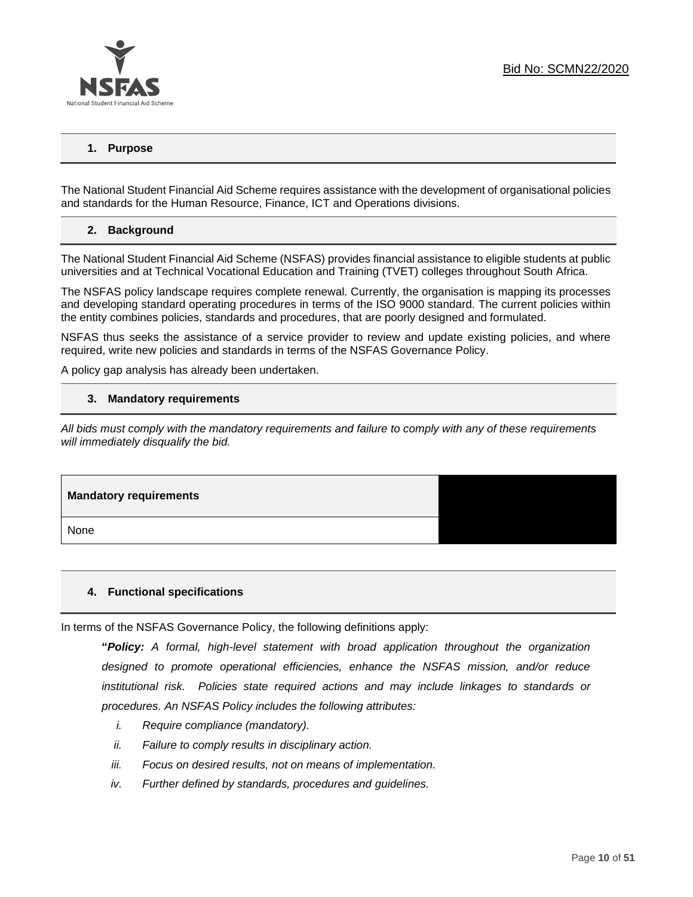## 1. Purpose

The National Student Financial Aid Scheme requires assistance with the development of organisational policies and standards for the Human Resource, Finance, ICT and Operations divisions.

## 2. Background

The National Student Financial Aid Scheme (NSFAS) provides financial assistance to eligible students at public universities and at Technical Vocational Education and Training (TVET) colleges throughout South Africa.

The NSFAS policy landscape requires complete renewal. Currently, the organisation is mapping its processes and developing standard operating procedures in terms of the ISO 9000 standard. The current policies within the entity combines policies, standards and procedures, that are poorly designed and formulated.

NSFAS thus seeks the assistance of a service provider to review and update existing policies, and where required, write new policies and standards in terms of the NSFAS Governance Policy.

A policy gap analysis has already been undertaken.

## 3. Mandatory requirements

*All bids must comply with the mandatory requirements and failure to comply with any of these requirements will immediately disqualify the bid.*

| Mandatory requirements | |
|---|---|
| None | |

## 4. Functional specifications

In terms of the NSFAS Governance Policy, the following definitions apply:

> **"*Policy:*** *A formal, high-level statement with broad application throughout the organization designed to promote operational efficiencies, enhance the NSFAS mission, and/or reduce institutional risk. Policies state required actions and may include linkages to standards or procedures. An NSFAS Policy includes the following attributes:*
>
> i. *Require compliance (mandatory).*
> ii. *Failure to comply results in disciplinary action.*
> iii. *Focus on desired results, not on means of implementation.*
> iv. *Further defined by standards, procedures and guidelines.*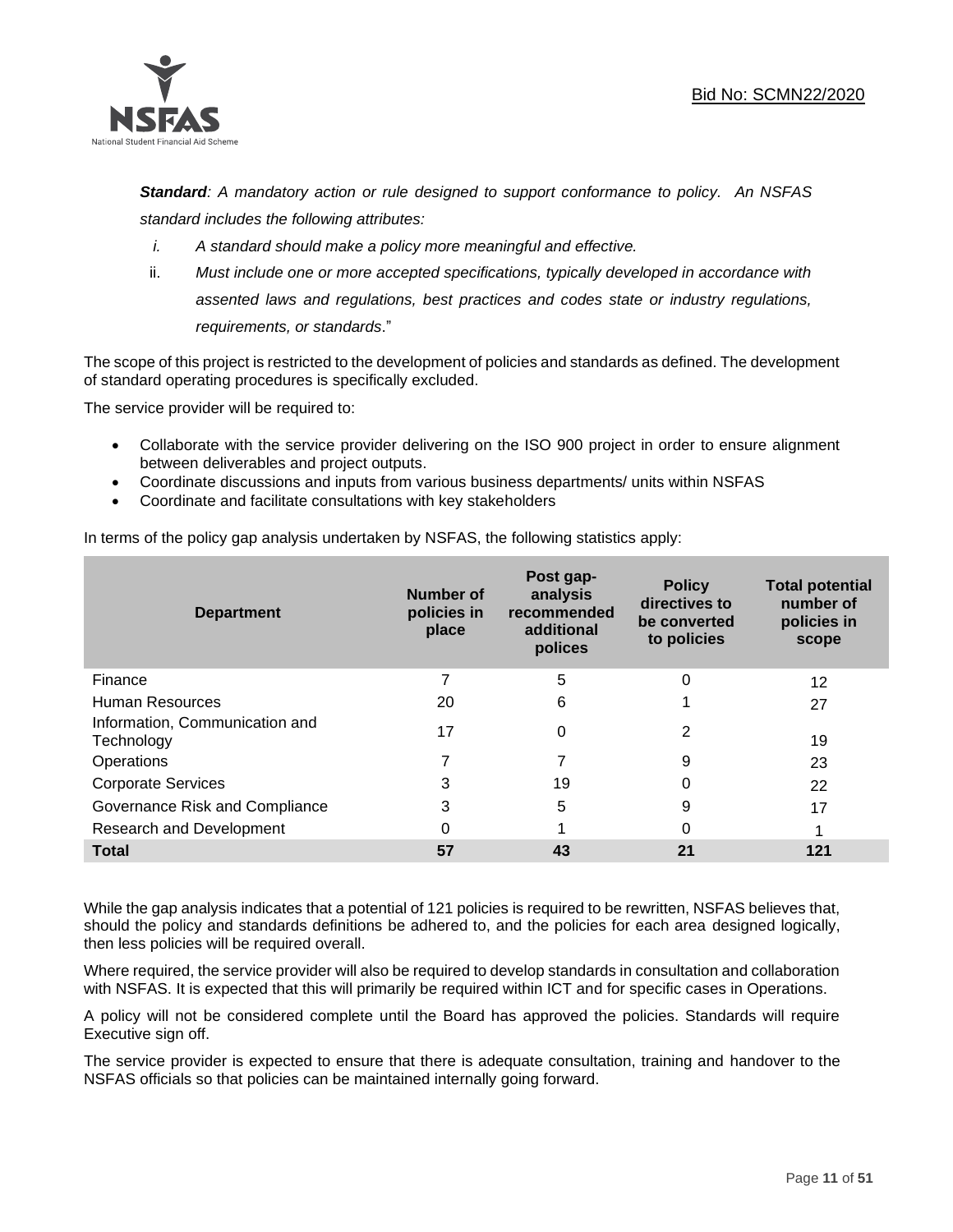***Standard****: A mandatory action or rule designed to support conformance to policy. An NSFAS standard includes the following attributes:*

i. *A standard should make a policy more meaningful and effective.*
ii. *Must include one or more accepted specifications, typically developed in accordance with assented laws and regulations, best practices and codes state or industry regulations, requirements, or standards*."

The scope of this project is restricted to the development of policies and standards as defined. The development of standard operating procedures is specifically excluded.

The service provider will be required to:

- Collaborate with the service provider delivering on the ISO 900 project in order to ensure alignment between deliverables and project outputs.
- Coordinate discussions and inputs from various business departments/ units within NSFAS
- Coordinate and facilitate consultations with key stakeholders

In terms of the policy gap analysis undertaken by NSFAS, the following statistics apply:

| Department | Number of policies in place | Post gap-analysis recommended additional polices | Policy directives to be converted to policies | Total potential number of policies in scope |
|---|---|---|---|---|
| Finance | 7 | 5 | 0 | 12 |
| Human Resources | 20 | 6 | 1 | 27 |
| Information, Communication and Technology | 17 | 0 | 2 | 19 |
| Operations | 7 | 7 | 9 | 23 |
| Corporate Services | 3 | 19 | 0 | 22 |
| Governance Risk and Compliance | 3 | 5 | 9 | 17 |
| Research and Development | 0 | 1 | 0 | 1 |
| **Total** | **57** | **43** | **21** | **121** |

While the gap analysis indicates that a potential of 121 policies is required to be rewritten, NSFAS believes that, should the policy and standards definitions be adhered to, and the policies for each area designed logically, then less policies will be required overall.

Where required, the service provider will also be required to develop standards in consultation and collaboration with NSFAS. It is expected that this will primarily be required within ICT and for specific cases in Operations.

A policy will not be considered complete until the Board has approved the policies. Standards will require Executive sign off.

The service provider is expected to ensure that there is adequate consultation, training and handover to the NSFAS officials so that policies can be maintained internally going forward.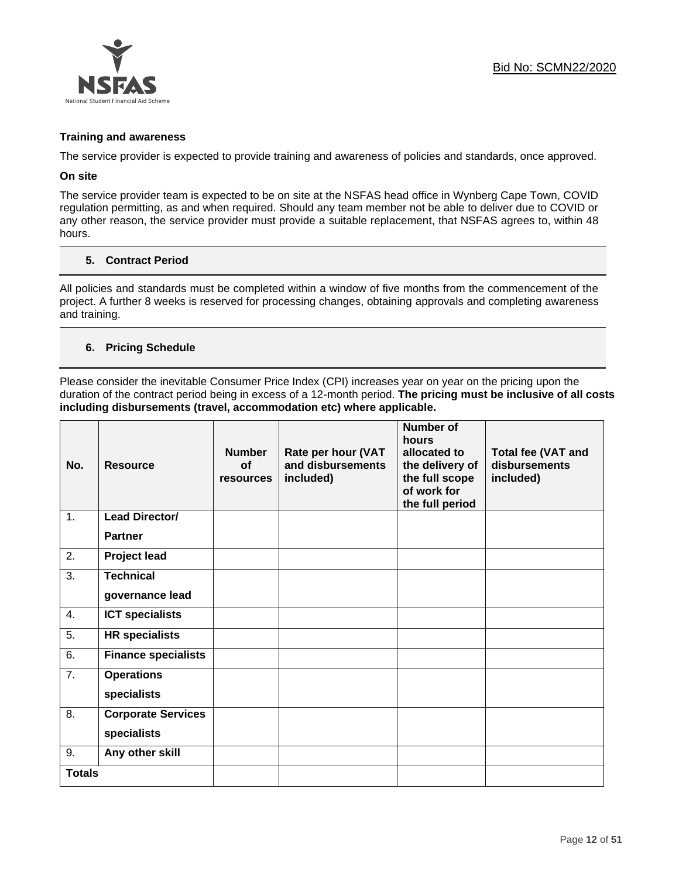**Training and awareness**

The service provider is expected to provide training and awareness of policies and standards, once approved.

**On site**

The service provider team is expected to be on site at the NSFAS head office in Wynberg Cape Town, COVID regulation permitting, as and when required. Should any team member not be able to deliver due to COVID or any other reason, the service provider must provide a suitable replacement, that NSFAS agrees to, within 48 hours.

## 5. Contract Period

All policies and standards must be completed within a window of five months from the commencement of the project. A further 8 weeks is reserved for processing changes, obtaining approvals and completing awareness and training.

## 6. Pricing Schedule

Please consider the inevitable Consumer Price Index (CPI) increases year on year on the pricing upon the duration of the contract period being in excess of a 12-month period. **The pricing must be inclusive of all costs including disbursements (travel, accommodation etc) where applicable.**

| No. | Resource | Number of resources | Rate per hour (VAT and disbursements included) | Number of hours allocated to the delivery of the full scope of work for the full period | Total fee (VAT and disbursements included) |
|---|---|---|---|---|---|
| 1. | **Lead Director/ Partner** | | | | |
| 2. | **Project lead** | | | | |
| 3. | **Technical governance lead** | | | | |
| 4. | **ICT specialists** | | | | |
| 5. | **HR specialists** | | | | |
| 6. | **Finance specialists** | | | | |
| 7. | **Operations specialists** | | | | |
| 8. | **Corporate Services specialists** | | | | |
| 9. | **Any other skill** | | | | |
| **Totals** | | | | | |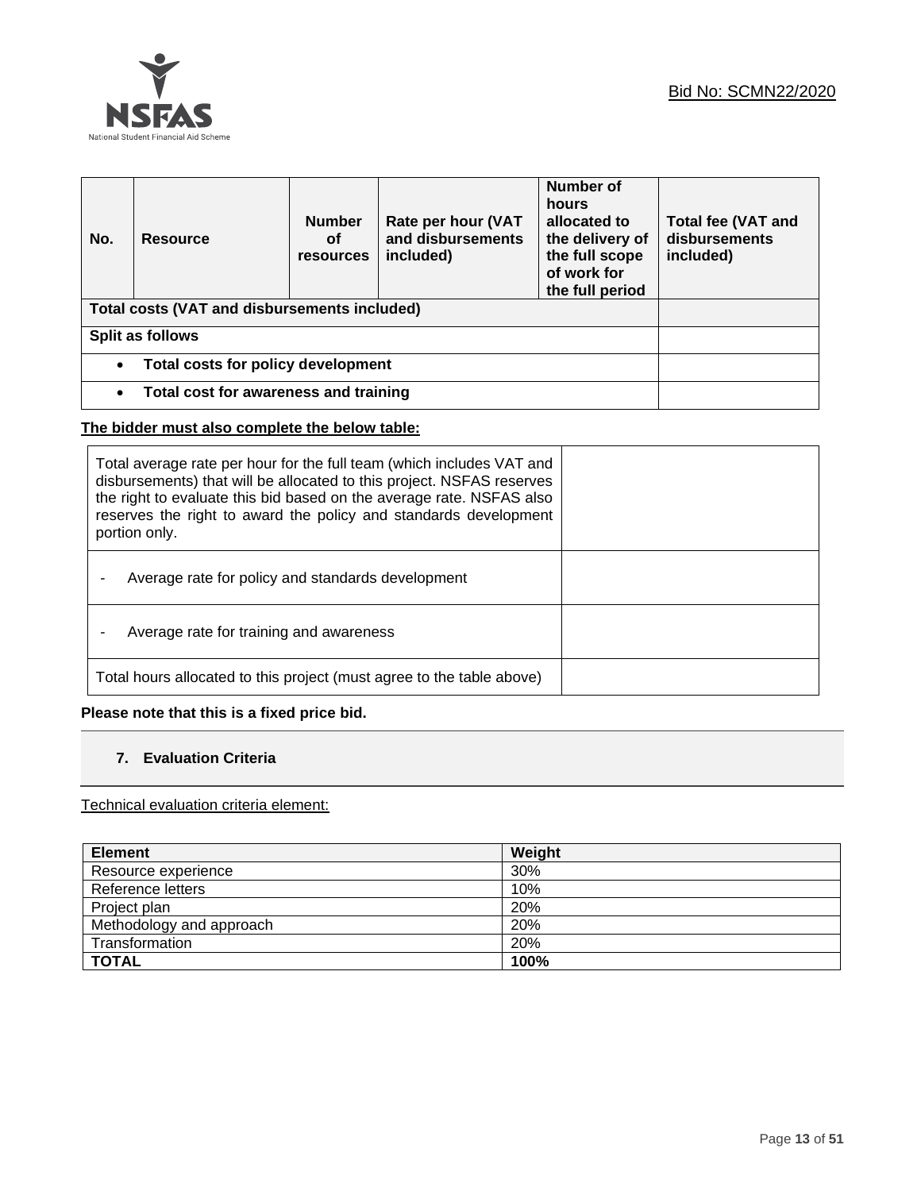| No. | Resource | Number of resources | Rate per hour (VAT and disbursements included) | Number of hours allocated to the delivery of the full scope of work for the full period | Total fee (VAT and disbursements included) |
|---|---|---|---|---|---|
| **Total costs (VAT and disbursements included)** | | | | | |
| **Split as follows** | | | | | |
| • **Total costs for policy development** | | | | | |
| • **Total cost for awareness and training** | | | | | |

**The bidder must also complete the below table:**

| Total average rate per hour for the full team (which includes VAT and disbursements) that will be allocated to this project. NSFAS reserves the right to evaluate this bid based on the average rate. NSFAS also reserves the right to award the policy and standards development portion only. | |
|---|---|
| - Average rate for policy and standards development | |
| - Average rate for training and awareness | |
| Total hours allocated to this project (must agree to the table above) | |

**Please note that this is a fixed price bid.**

### 7. Evaluation Criteria

Technical evaluation criteria element:

| **Element** | **Weight** |
|---|---|
| Resource experience | 30% |
| Reference letters | 10% |
| Project plan | 20% |
| Methodology and approach | 20% |
| Transformation | 20% |
| **TOTAL** | **100%** |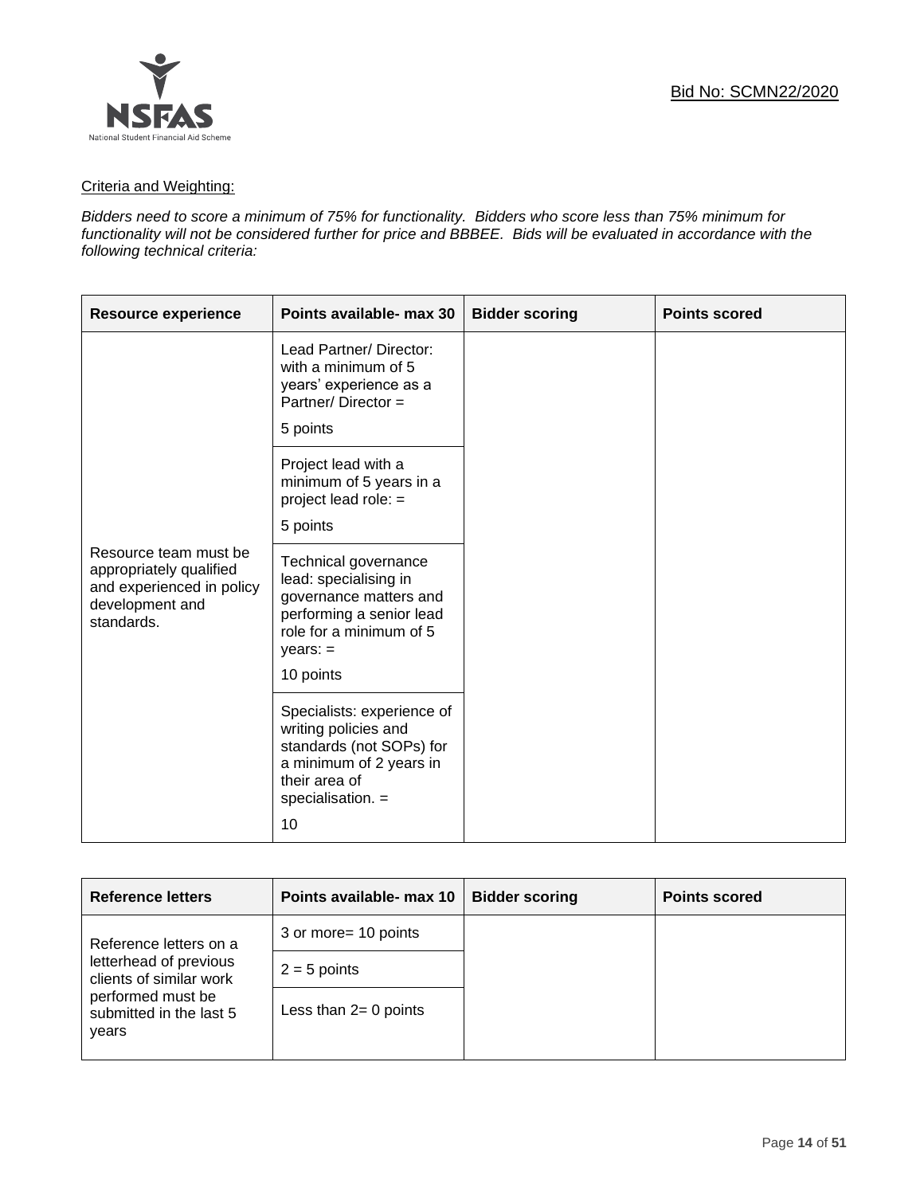Bid No: SCMN22/2020

Criteria and Weighting:

*Bidders need to score a minimum of 75% for functionality. Bidders who score less than 75% minimum for functionality will not be considered further for price and BBBEE. Bids will be evaluated in accordance with the following technical criteria:*

| Resource experience | Points available- max 30 | Bidder scoring | Points scored |
|---|---|---|---|
| Resource team must be appropriately qualified and experienced in policy development and standards. | Lead Partner/ Director: with a minimum of 5 years' experience as a Partner/ Director = 5 points | | |
| | Project lead with a minimum of 5 years in a project lead role: = 5 points | | |
| | Technical governance lead: specialising in governance matters and performing a senior lead role for a minimum of 5 years: = 10 points | | |
| | Specialists: experience of writing policies and standards (not SOPs) for a minimum of 2 years in their area of specialisation. = 10 | | |

| Reference letters | Points available- max 10 | Bidder scoring | Points scored |
|---|---|---|---|
| Reference letters on a letterhead of previous clients of similar work performed must be submitted in the last 5 years | 3 or more= 10 points | | |
| | 2 = 5 points | | |
| | Less than 2= 0 points | | |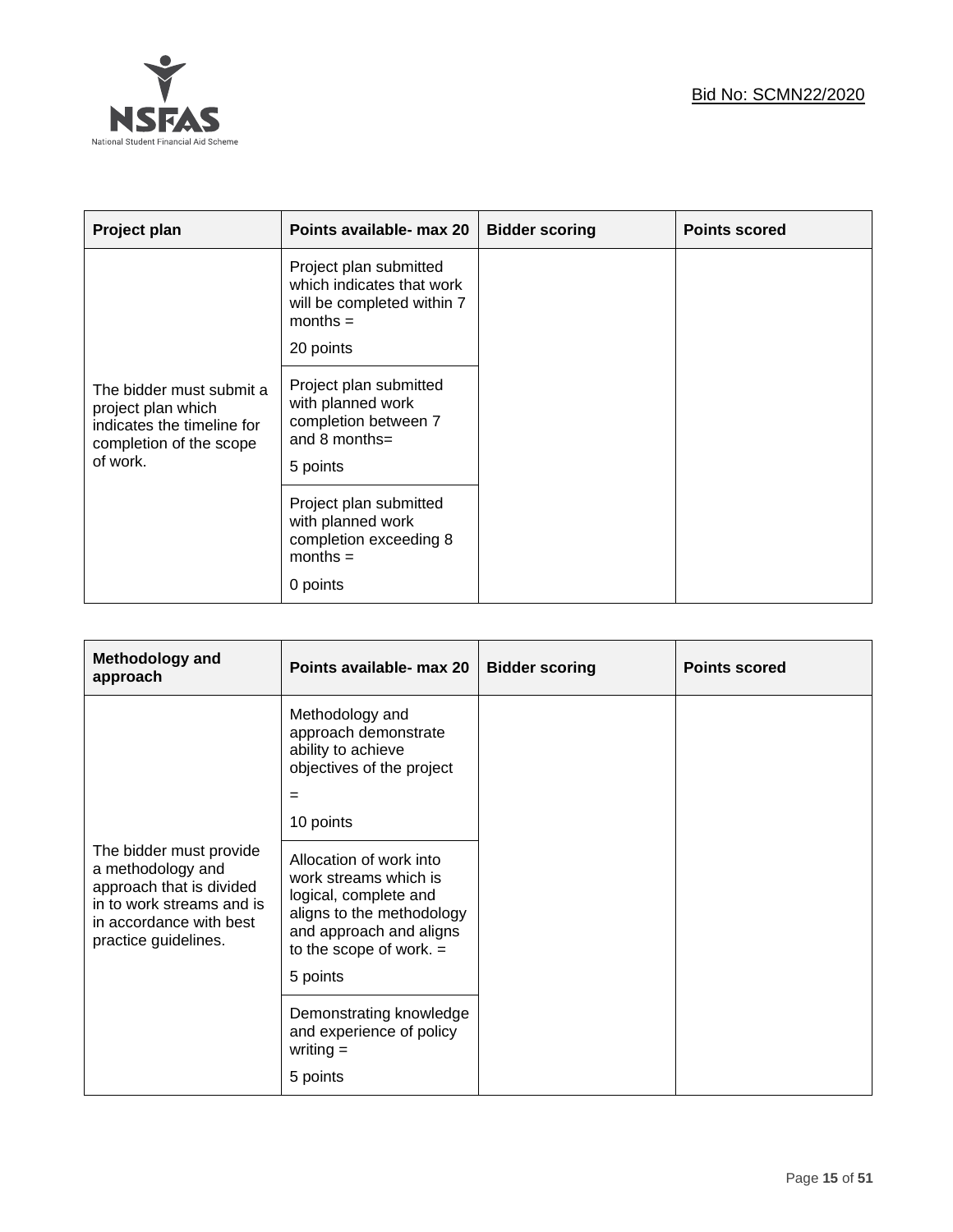| Project plan | Points available- max 20 | Bidder scoring | Points scored |
|---|---|---|---|
| The bidder must submit a project plan which indicates the timeline for completion of the scope of work. | Project plan submitted which indicates that work will be completed within 7 months = 20 points | | |
| | Project plan submitted with planned work completion between 7 and 8 months= 5 points | | |
| | Project plan submitted with planned work completion exceeding 8 months = 0 points | | |

| Methodology and approach | Points available- max 20 | Bidder scoring | Points scored |
|---|---|---|---|
| The bidder must provide a methodology and approach that is divided in to work streams and is in accordance with best practice guidelines. | Methodology and approach demonstrate ability to achieve objectives of the project = 10 points | | |
| | Allocation of work into work streams which is logical, complete and aligns to the methodology and approach and aligns to the scope of work. = 5 points | | |
| | Demonstrating knowledge and experience of policy writing = 5 points | | |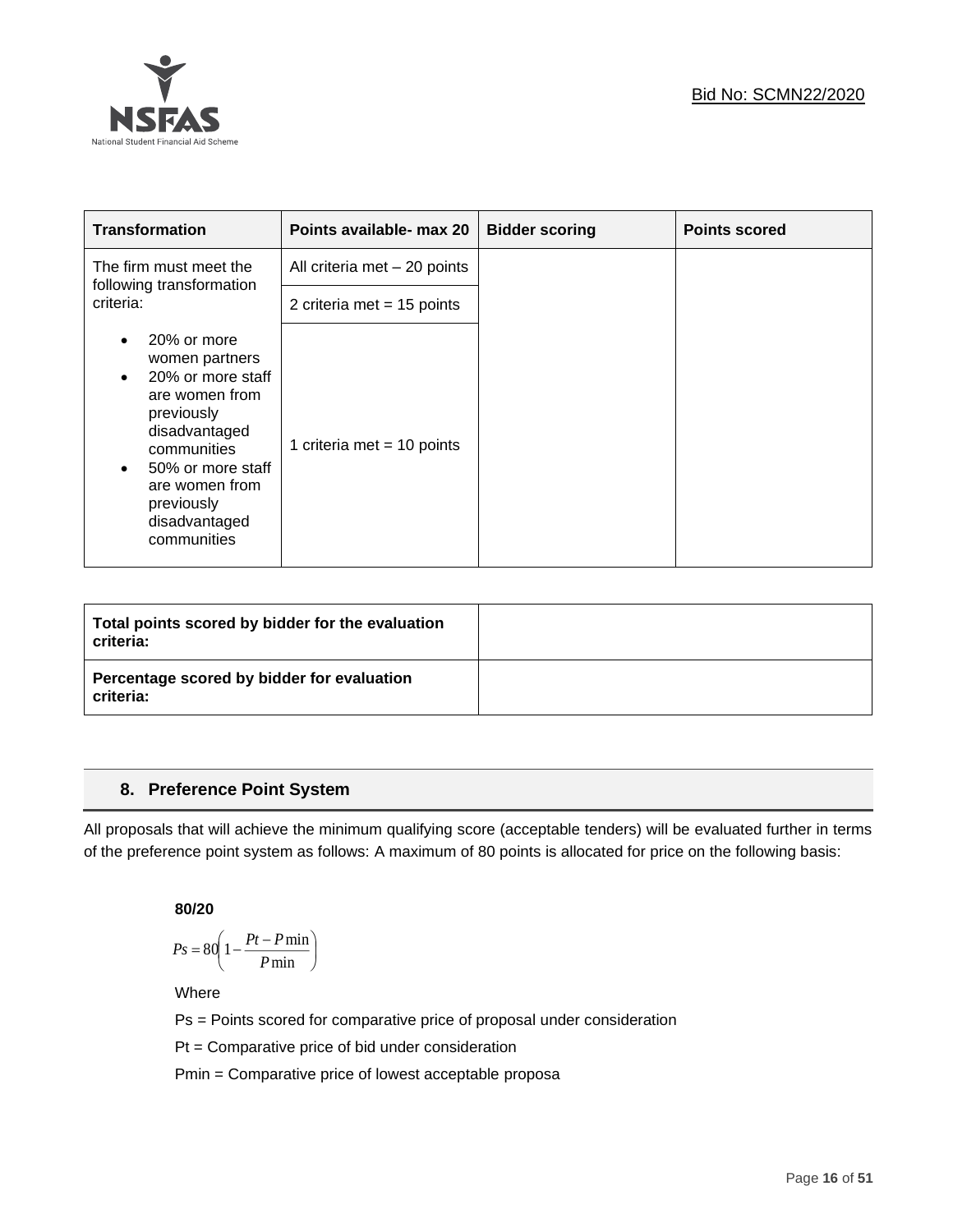| Transformation | Points available- max 20 | Bidder scoring | Points scored |
|---|---|---|---|
| The firm must meet the following transformation criteria:<br>• 20% or more women partners<br>• 20% or more staff are women from previously disadvantaged communities<br>• 50% or more staff are women from previously disadvantaged communities | All criteria met – 20 points<br>2 criteria met = 15 points<br>1 criteria met = 10 points | | |

| Total points scored by bidder for the evaluation criteria: | |
|---|---|
| **Percentage scored by bidder for evaluation criteria:** | |

## 8. Preference Point System

All proposals that will achieve the minimum qualifying score (acceptable tenders) will be evaluated further in terms of the preference point system as follows: A maximum of 80 points is allocated for price on the following basis:

**80/20**

$$Ps = 80\left(1 - \frac{Pt - P\min}{P\min}\right)$$

Where

Ps = Points scored for comparative price of proposal under consideration

Pt = Comparative price of bid under consideration

Pmin = Comparative price of lowest acceptable proposa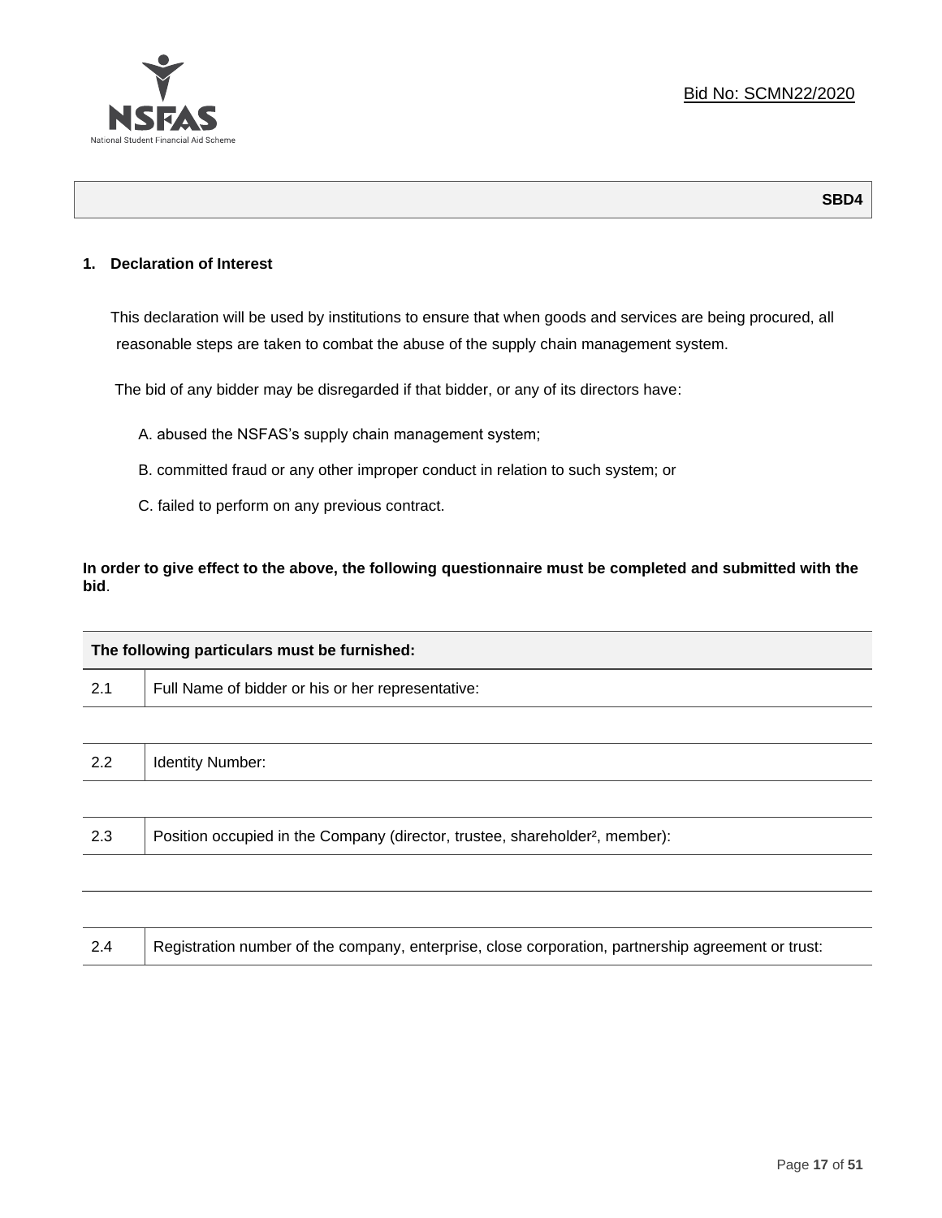Bid No: SCMN22/2020

**SBD4**

## 1. Declaration of Interest

This declaration will be used by institutions to ensure that when goods and services are being procured, all reasonable steps are taken to combat the abuse of the supply chain management system.

The bid of any bidder may be disregarded if that bidder, or any of its directors have:

A. abused the NSFAS's supply chain management system;

B. committed fraud or any other improper conduct in relation to such system; or

C. failed to perform on any previous contract.

**In order to give effect to the above, the following questionnaire must be completed and submitted with the bid**.

| The following particulars must be furnished: | |
|---|---|
| 2.1 | Full Name of bidder or his or her representative: |
| | |
| 2.2 | Identity Number: |
| | |
| 2.3 | Position occupied in the Company (director, trustee, shareholder[2], member): |
| | |
| | |
| 2.4 | Registration number of the company, enterprise, close corporation, partnership agreement or trust: |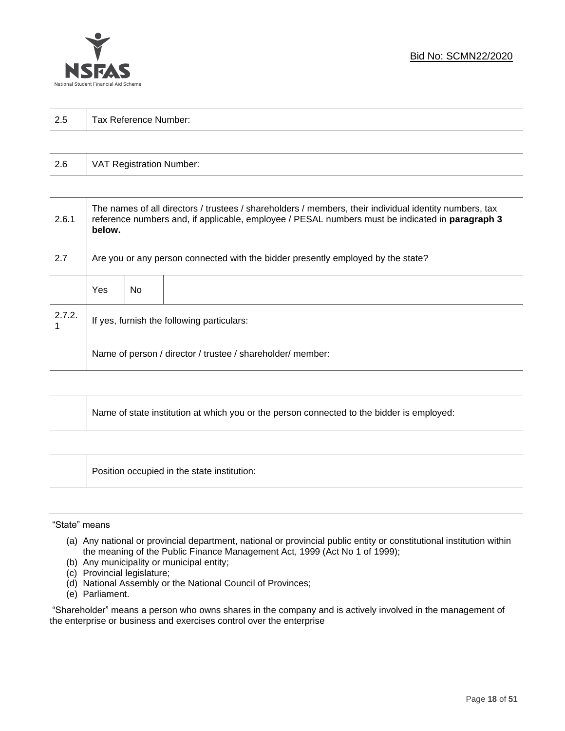Bid No: SCMN22/2020

| 2.5 | Tax Reference Number: |
|---|---|

| 2.6 | VAT Registration Number: |
|---|---|

| | | | |
|---|---|---|---|
| 2.6.1 | The names of all directors / trustees / shareholders / members, their individual identity numbers, tax reference numbers and, if applicable, employee / PESAL numbers must be indicated in **paragraph 3 below.** | | |
| 2.7 | Are you or any person connected with the bidder presently employed by the state? | | |
| | Yes | No | |
| 2.7.2.1 | If yes, furnish the following particulars: | | |
| | Name of person / director / trustee / shareholder/ member: | | |

| | |
|---|---|
| | Name of state institution at which you or the person connected to the bidder is employed: |

| | |
|---|---|
| | Position occupied in the state institution: |

"State" means

(a) Any national or provincial department, national or provincial public entity or constitutional institution within the meaning of the Public Finance Management Act, 1999 (Act No 1 of 1999);
(b) Any municipality or municipal entity;
(c) Provincial legislature;
(d) National Assembly or the National Council of Provinces;
(e) Parliament.

"Shareholder" means a person who owns shares in the company and is actively involved in the management of the enterprise or business and exercises control over the enterprise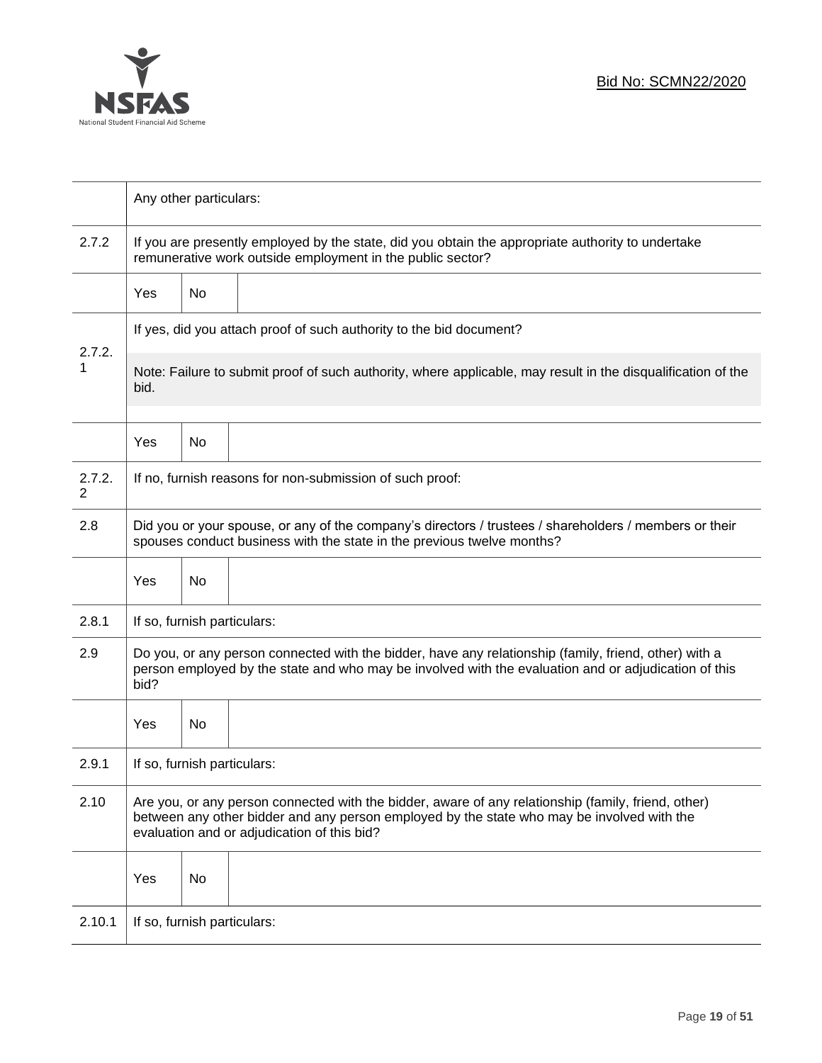Bid No: SCMN22/2020

| | | | |
|---|---|---|---|
| | Any other particulars: | | |
| 2.7.2 | If you are presently employed by the state, did you obtain the appropriate authority to undertake remunerative work outside employment in the public sector? | | |
| | Yes | No | |
| 2.7.2.1 | If yes, did you attach proof of such authority to the bid document? | | |
| | Note: Failure to submit proof of such authority, where applicable, may result in the disqualification of the bid. | | |
| | Yes | No | |
| 2.7.2.2 | If no, furnish reasons for non-submission of such proof: | | |
| 2.8 | Did you or your spouse, or any of the company's directors / trustees / shareholders / members or their spouses conduct business with the state in the previous twelve months? | | |
| | Yes | No | |
| 2.8.1 | If so, furnish particulars: | | |
| 2.9 | Do you, or any person connected with the bidder, have any relationship (family, friend, other) with a person employed by the state and who may be involved with the evaluation and or adjudication of this bid? | | |
| | Yes | No | |
| 2.9.1 | If so, furnish particulars: | | |
| 2.10 | Are you, or any person connected with the bidder, aware of any relationship (family, friend, other) between any other bidder and any person employed by the state who may be involved with the evaluation and or adjudication of this bid? | | |
| | Yes | No | |
| 2.10.1 | If so, furnish particulars: | | |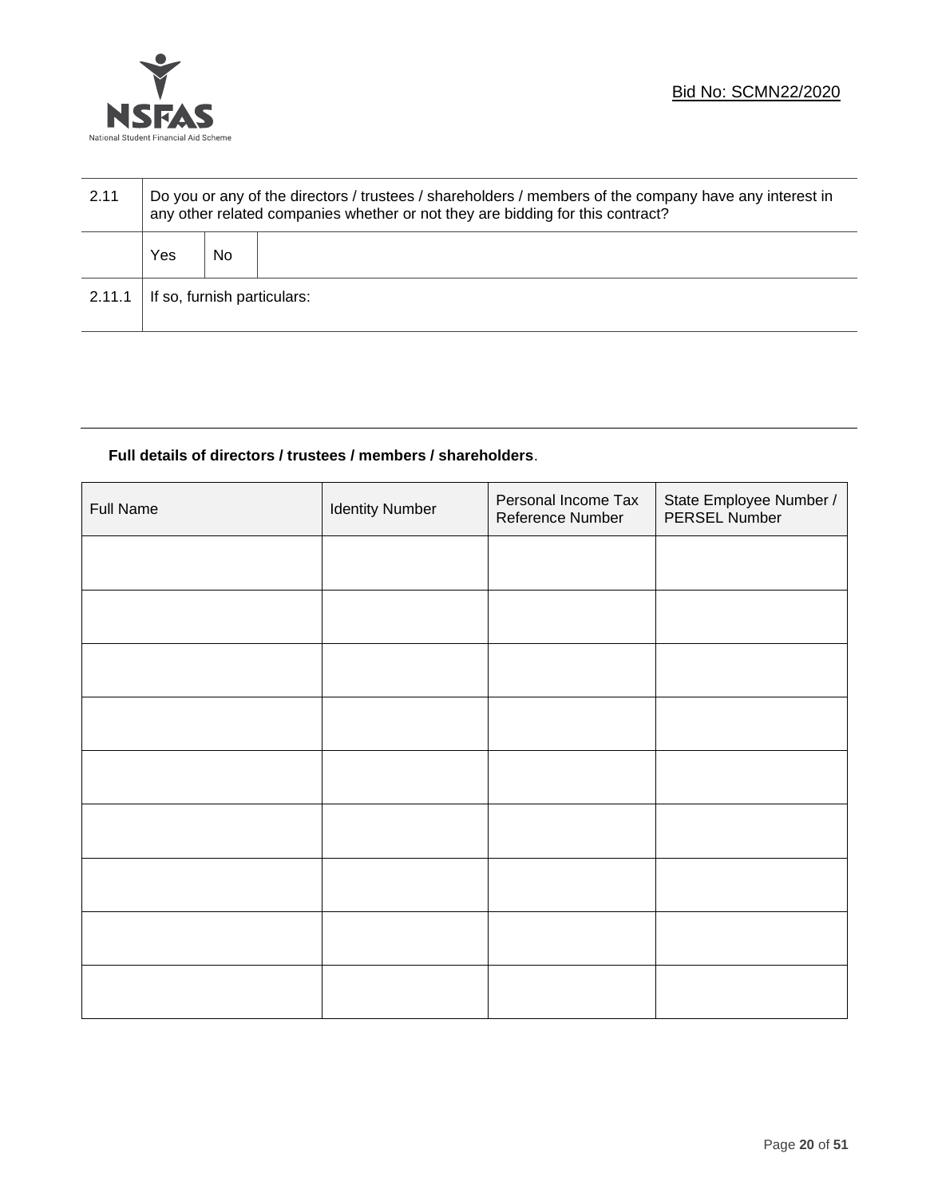| 2.11 | Do you or any of the directors / trustees / shareholders / members of the company have any interest in any other related companies whether or not they are bidding for this contract? | | |
|---|---|---|---|
| | Yes | No | |
| 2.11.1 | If so, furnish particulars: | | |

**Full details of directors / trustees / members / shareholders**.

| Full Name | Identity Number | Personal Income Tax Reference Number | State Employee Number / PERSEL Number |
|---|---|---|---|
| | | | |
| | | | |
| | | | |
| | | | |
| | | | |
| | | | |
| | | | |
| | | | |
| | | | |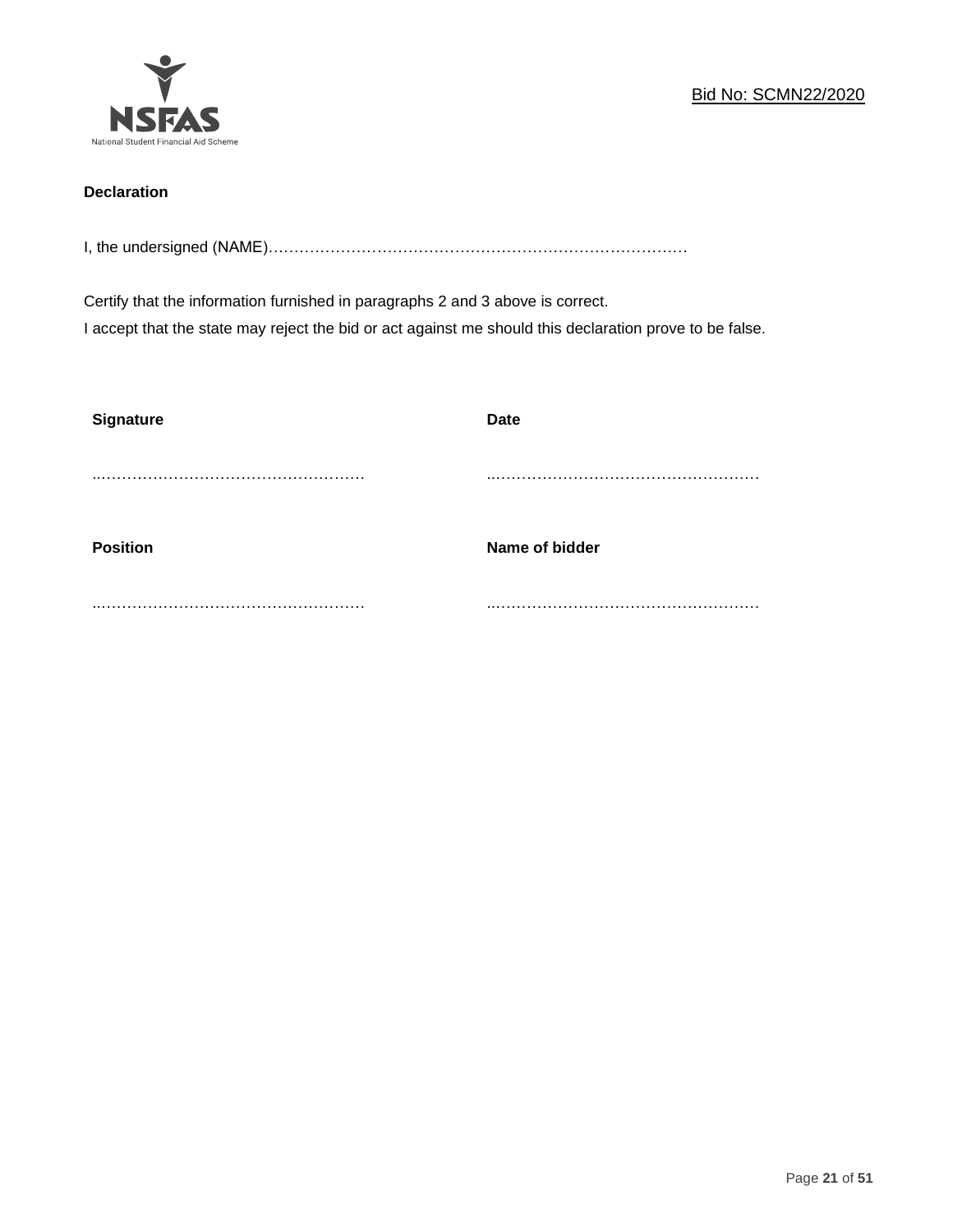**Declaration**

I, the undersigned (NAME)………………………………………………………………………

Certify that the information furnished in paragraphs 2 and 3 above is correct.
I accept that the state may reject the bid or act against me should this declaration prove to be false.

| **Signature** | **Date** |
| --- | --- |
| ..…………………………………………… | ..…………………………………………… |
| **Position** | **Name of bidder** |
| ..…………………………………………… | ..…………………………………………… |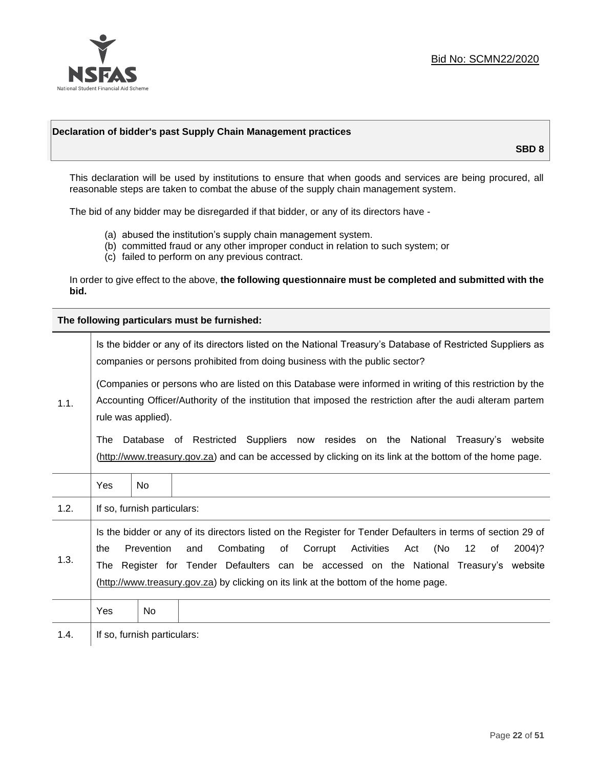Bid No: SCMN22/2020

**Declaration of bidder's past Supply Chain Management practices**

**SBD 8**

This declaration will be used by institutions to ensure that when goods and services are being procured, all reasonable steps are taken to combat the abuse of the supply chain management system.

The bid of any bidder may be disregarded if that bidder, or any of its directors have -

(a) abused the institution's supply chain management system.
(b) committed fraud or any other improper conduct in relation to such system; or
(c) failed to perform on any previous contract.

In order to give effect to the above, **the following questionnaire must be completed and submitted with the bid.**

| **The following particulars must be furnished:** | | | |
|---|---|---|---|
| 1.1. | Is the bidder or any of its directors listed on the National Treasury's Database of Restricted Suppliers as companies or persons prohibited from doing business with the public sector?<br><br>(Companies or persons who are listed on this Database were informed in writing of this restriction by the Accounting Officer/Authority of the institution that imposed the restriction after the audi alteram partem rule was applied).<br><br>The Database of Restricted Suppliers now resides on the National Treasury's website (http://www.treasury.gov.za) and can be accessed by clicking on its link at the bottom of the home page. | | |
| | Yes | No | |
| 1.2. | If so, furnish particulars: | | |
| 1.3. | Is the bidder or any of its directors listed on the Register for Tender Defaulters in terms of section 29 of the Prevention and Combating of Corrupt Activities Act (No 12 of 2004)? The Register for Tender Defaulters can be accessed on the National Treasury's website (http://www.treasury.gov.za) by clicking on its link at the bottom of the home page. | | |
| | Yes | No | |
| 1.4. | If so, furnish particulars: | | |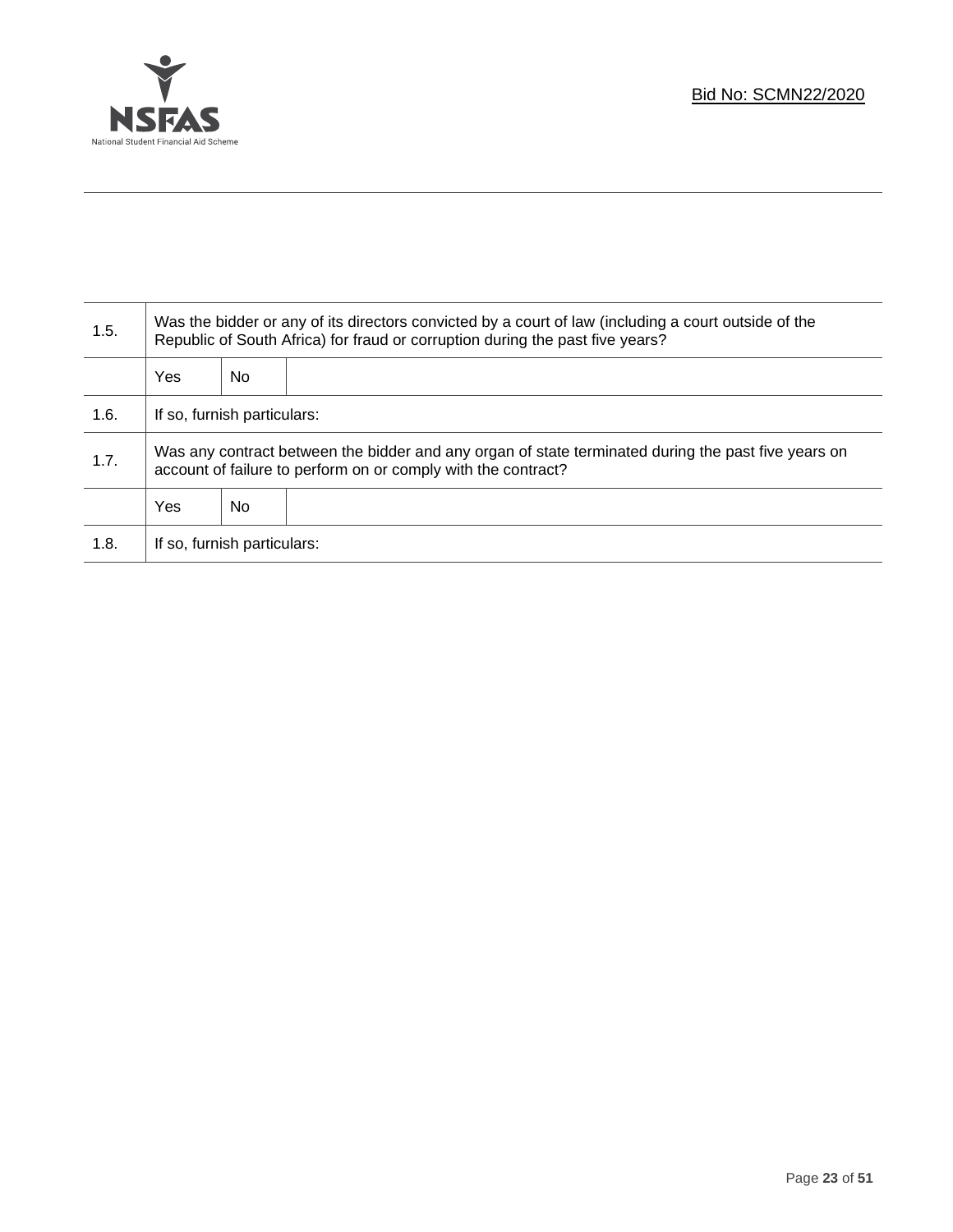| | | | |
|---|---|---|---|
| 1.5. | Was the bidder or any of its directors convicted by a court of law (including a court outside of the Republic of South Africa) for fraud or corruption during the past five years? | | |
| | Yes | No | |
| 1.6. | If so, furnish particulars: | | |
| 1.7. | Was any contract between the bidder and any organ of state terminated during the past five years on account of failure to perform on or comply with the contract? | | |
| | Yes | No | |
| 1.8. | If so, furnish particulars: | | |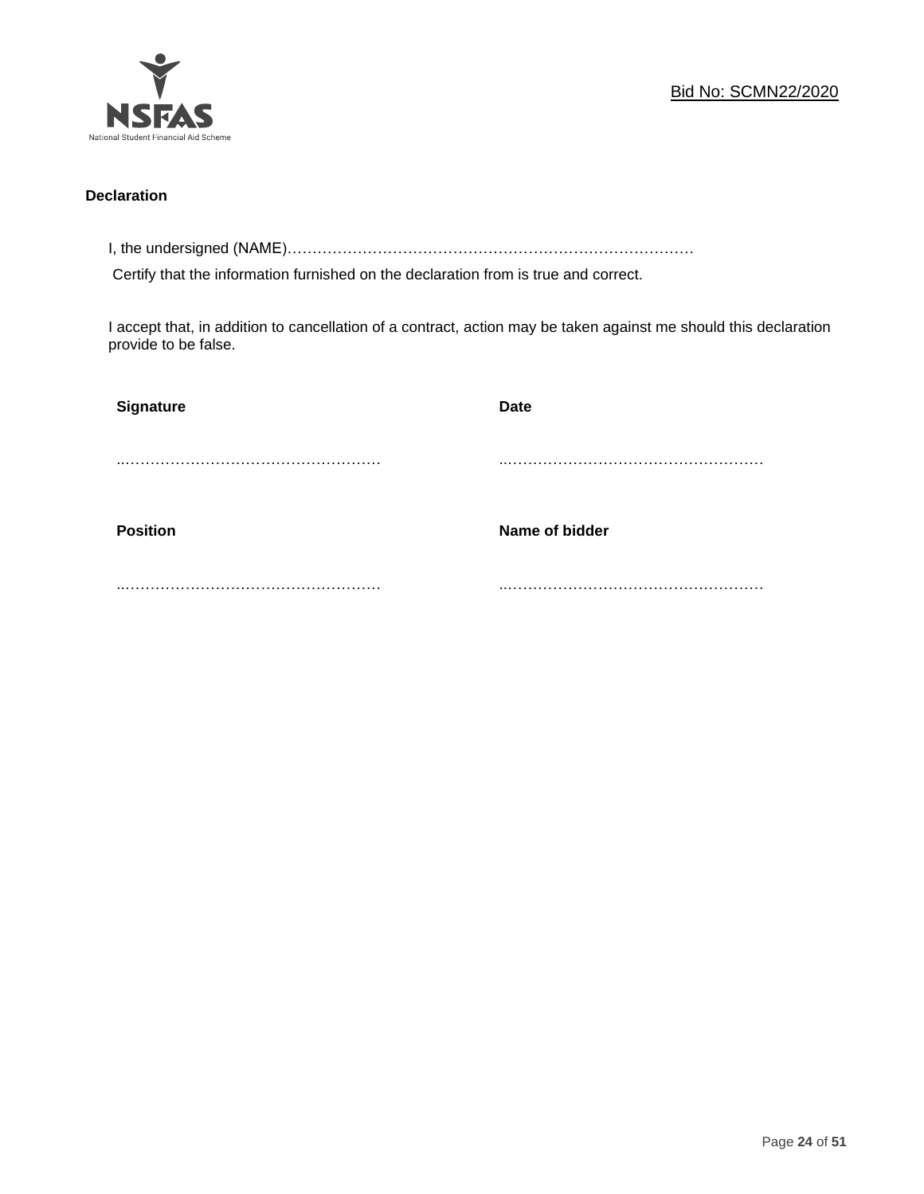**Declaration**

I, the undersigned (NAME)…………………………………………………………………………

Certify that the information furnished on the declaration from is true and correct.

I accept that, in addition to cancellation of a contract, action may be taken against me should this declaration provide to be false.

| **Signature** | **Date** |
|---|---|
| ..……………………………………………… | ..……………………………………………… |
| **Position** | **Name of bidder** |
| ..……………………………………………… | ..……………………………………………… |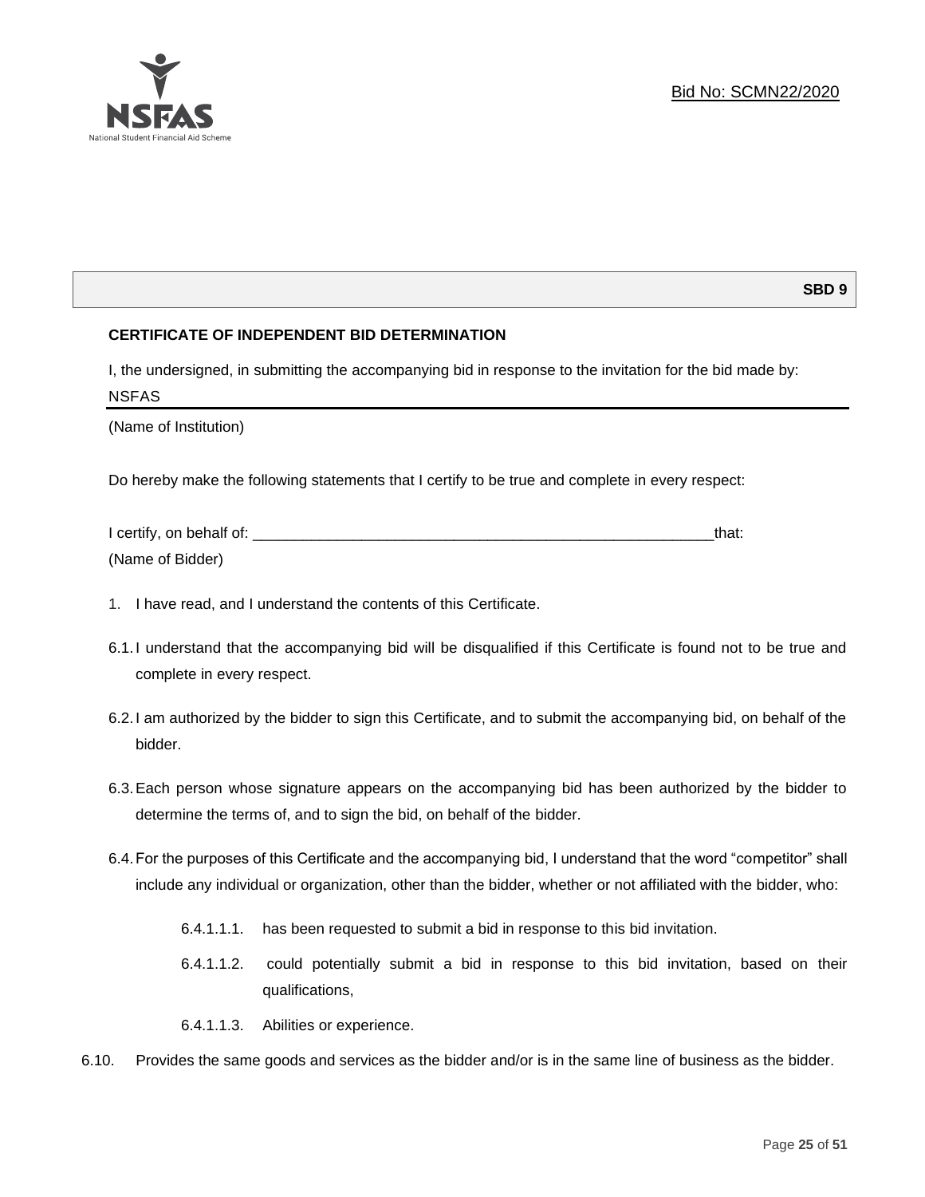Bid No: SCMN22/2020

**SBD 9**

**CERTIFICATE OF INDEPENDENT BID DETERMINATION**

I, the undersigned, in submitting the accompanying bid in response to the invitation for the bid made by:

NSFAS

(Name of Institution)

Do hereby make the following statements that I certify to be true and complete in every respect:

I certify, on behalf of: ___________________________________________________________that:

(Name of Bidder)

1. I have read, and I understand the contents of this Certificate.

6.1. I understand that the accompanying bid will be disqualified if this Certificate is found not to be true and complete in every respect.

6.2. I am authorized by the bidder to sign this Certificate, and to submit the accompanying bid, on behalf of the bidder.

6.3. Each person whose signature appears on the accompanying bid has been authorized by the bidder to determine the terms of, and to sign the bid, on behalf of the bidder.

6.4. For the purposes of this Certificate and the accompanying bid, I understand that the word "competitor" shall include any individual or organization, other than the bidder, whether or not affiliated with the bidder, who:

6.4.1.1.1. has been requested to submit a bid in response to this bid invitation.

6.4.1.1.2. could potentially submit a bid in response to this bid invitation, based on their qualifications,

6.4.1.1.3. Abilities or experience.

6.10. Provides the same goods and services as the bidder and/or is in the same line of business as the bidder.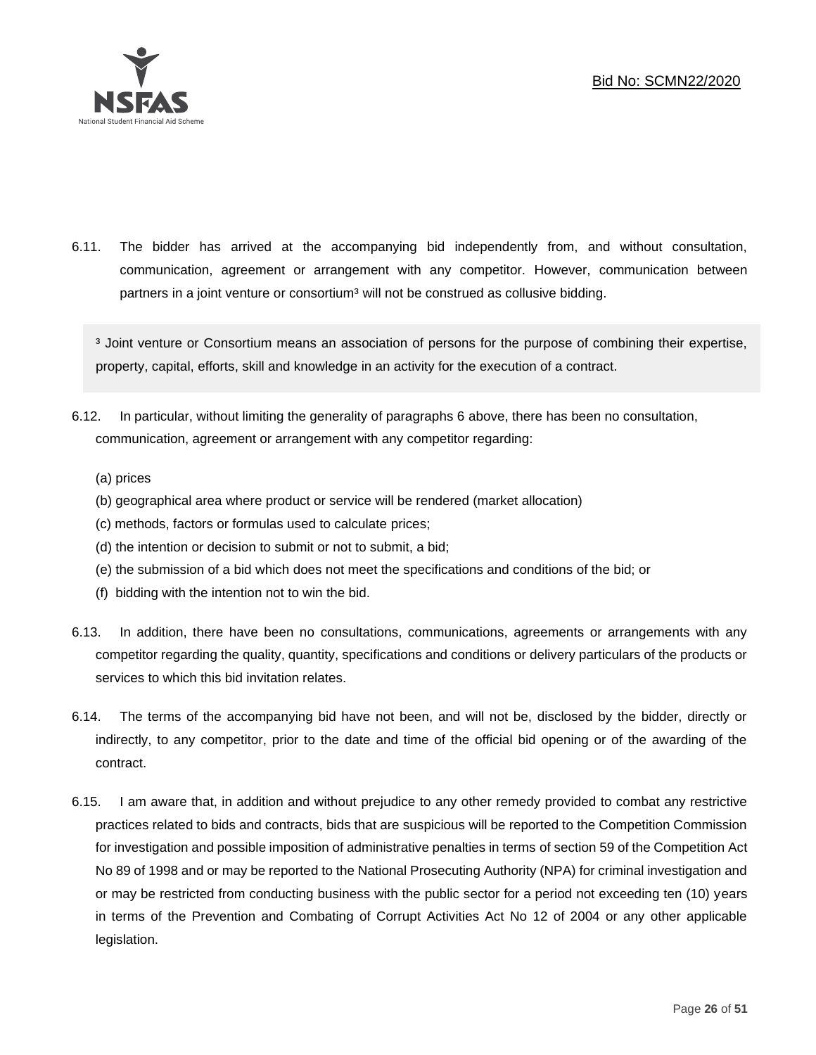6.11. The bidder has arrived at the accompanying bid independently from, and without consultation, communication, agreement or arrangement with any competitor. However, communication between partners in a joint venture or consortium[3] will not be construed as collusive bidding.

[3] Joint venture or Consortium means an association of persons for the purpose of combining their expertise, property, capital, efforts, skill and knowledge in an activity for the execution of a contract.

6.12. In particular, without limiting the generality of paragraphs 6 above, there has been no consultation, communication, agreement or arrangement with any competitor regarding:

(a) prices
(b) geographical area where product or service will be rendered (market allocation)
(c) methods, factors or formulas used to calculate prices;
(d) the intention or decision to submit or not to submit, a bid;
(e) the submission of a bid which does not meet the specifications and conditions of the bid; or
(f) bidding with the intention not to win the bid.

6.13. In addition, there have been no consultations, communications, agreements or arrangements with any competitor regarding the quality, quantity, specifications and conditions or delivery particulars of the products or services to which this bid invitation relates.

6.14. The terms of the accompanying bid have not been, and will not be, disclosed by the bidder, directly or indirectly, to any competitor, prior to the date and time of the official bid opening or of the awarding of the contract.

6.15. I am aware that, in addition and without prejudice to any other remedy provided to combat any restrictive practices related to bids and contracts, bids that are suspicious will be reported to the Competition Commission for investigation and possible imposition of administrative penalties in terms of section 59 of the Competition Act No 89 of 1998 and or may be reported to the National Prosecuting Authority (NPA) for criminal investigation and or may be restricted from conducting business with the public sector for a period not exceeding ten (10) years in terms of the Prevention and Combating of Corrupt Activities Act No 12 of 2004 or any other applicable legislation.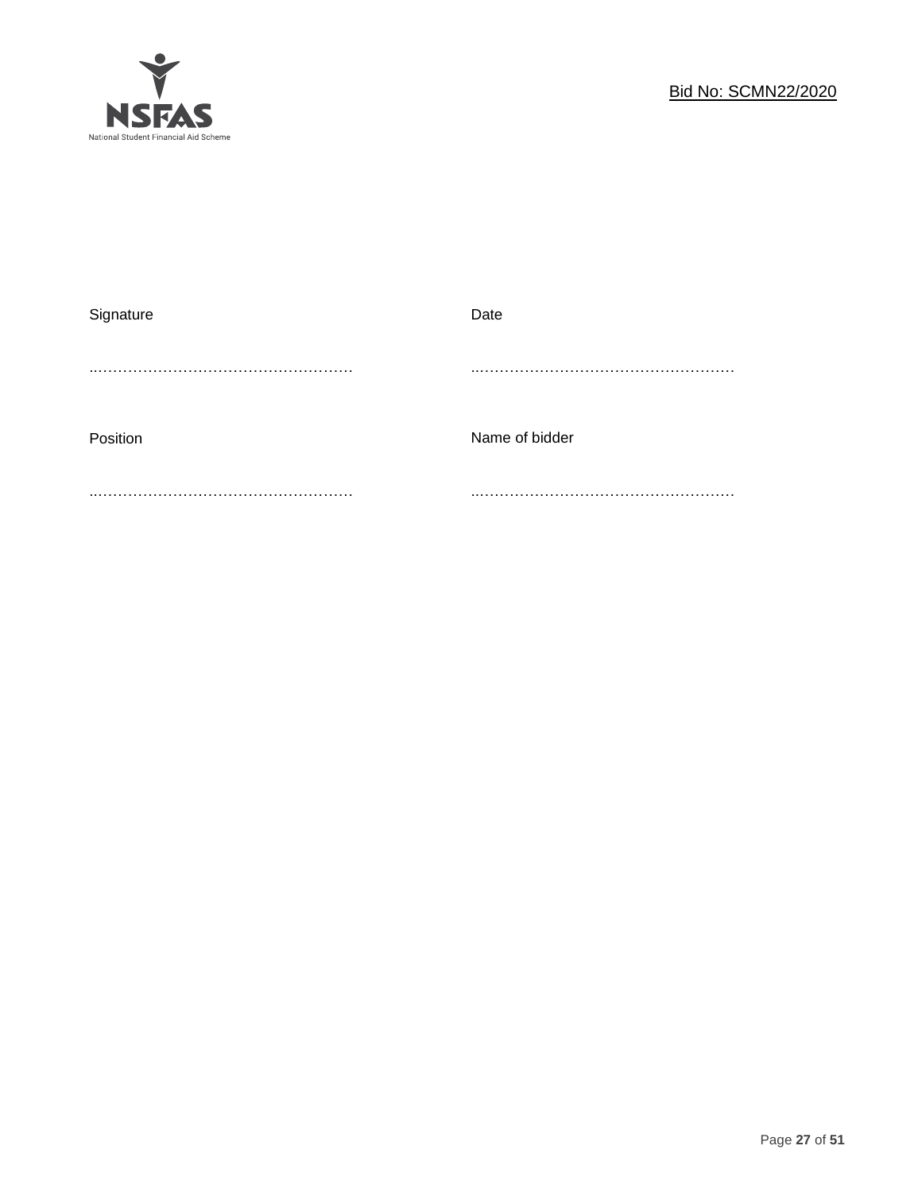| Signature | Date |
|---|---|
| ……………………………………………… | ……………………………………………… |
| Position | Name of bidder |
| ……………………………………………… | ……………………………………………… |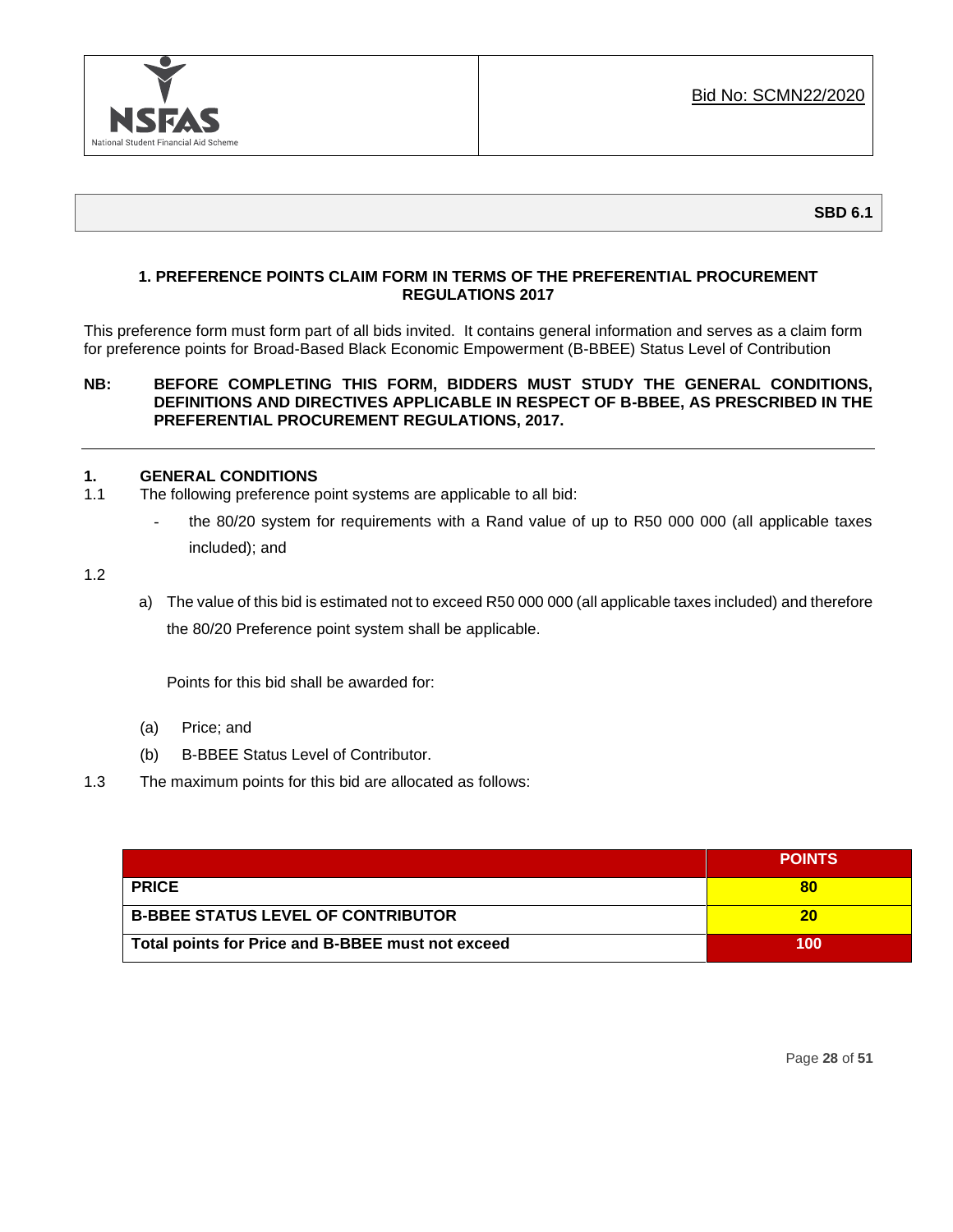| NSFAS National Student Financial Aid Scheme | Bid No: SCMN22/2020 |
| --- | --- |

**SBD 6.1**

### 1. PREFERENCE POINTS CLAIM FORM IN TERMS OF THE PREFERENTIAL PROCUREMENT REGULATIONS 2017

This preference form must form part of all bids invited. It contains general information and serves as a claim form for preference points for Broad-Based Black Economic Empowerment (B-BBEE) Status Level of Contribution

**NB: BEFORE COMPLETING THIS FORM, BIDDERS MUST STUDY THE GENERAL CONDITIONS, DEFINITIONS AND DIRECTIVES APPLICABLE IN RESPECT OF B-BBEE, AS PRESCRIBED IN THE PREFERENTIAL PROCUREMENT REGULATIONS, 2017.**

---

**1. GENERAL CONDITIONS**

1.1 The following preference point systems are applicable to all bid:

- the 80/20 system for requirements with a Rand value of up to R50 000 000 (all applicable taxes included); and

1.2

a) The value of this bid is estimated not to exceed R50 000 000 (all applicable taxes included) and therefore the 80/20 Preference point system shall be applicable.

Points for this bid shall be awarded for:

(a) Price; and

(b) B-BBEE Status Level of Contributor.

1.3 The maximum points for this bid are allocated as follows:

| | POINTS |
| --- | --- |
| **PRICE** | **80** |
| **B-BBEE STATUS LEVEL OF CONTRIBUTOR** | **20** |
| **Total points for Price and B-BBEE must not exceed** | **100** |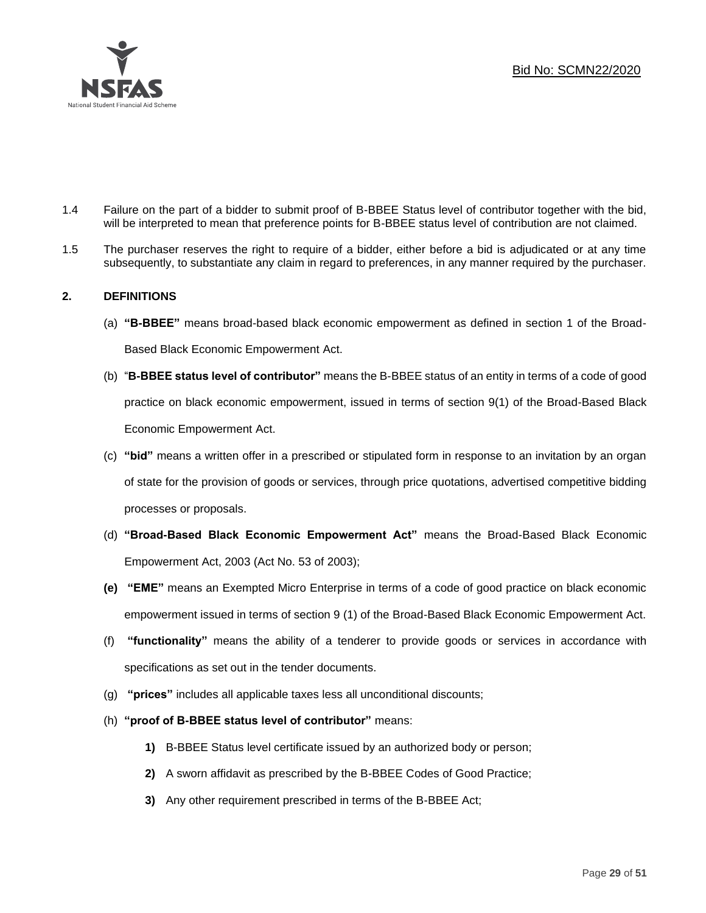1.4 Failure on the part of a bidder to submit proof of B-BBEE Status level of contributor together with the bid, will be interpreted to mean that preference points for B-BBEE status level of contribution are not claimed.

1.5 The purchaser reserves the right to require of a bidder, either before a bid is adjudicated or at any time subsequently, to substantiate any claim in regard to preferences, in any manner required by the purchaser.

## 2. DEFINITIONS

(a) **"B-BBEE"** means broad-based black economic empowerment as defined in section 1 of the Broad-Based Black Economic Empowerment Act.

(b) "**B-BBEE status level of contributor"** means the B-BBEE status of an entity in terms of a code of good practice on black economic empowerment, issued in terms of section 9(1) of the Broad-Based Black Economic Empowerment Act.

(c) **"bid"** means a written offer in a prescribed or stipulated form in response to an invitation by an organ of state for the provision of goods or services, through price quotations, advertised competitive bidding processes or proposals.

(d) **"Broad-Based Black Economic Empowerment Act"** means the Broad-Based Black Economic Empowerment Act, 2003 (Act No. 53 of 2003);

**(e)** **"EME"** means an Exempted Micro Enterprise in terms of a code of good practice on black economic empowerment issued in terms of section 9 (1) of the Broad-Based Black Economic Empowerment Act.

(f) **"functionality"** means the ability of a tenderer to provide goods or services in accordance with specifications as set out in the tender documents.

(g) **"prices"** includes all applicable taxes less all unconditional discounts;

(h) **"proof of B-BBEE status level of contributor"** means:

**1)** B-BBEE Status level certificate issued by an authorized body or person;

**2)** A sworn affidavit as prescribed by the B-BBEE Codes of Good Practice;

**3)** Any other requirement prescribed in terms of the B-BBEE Act;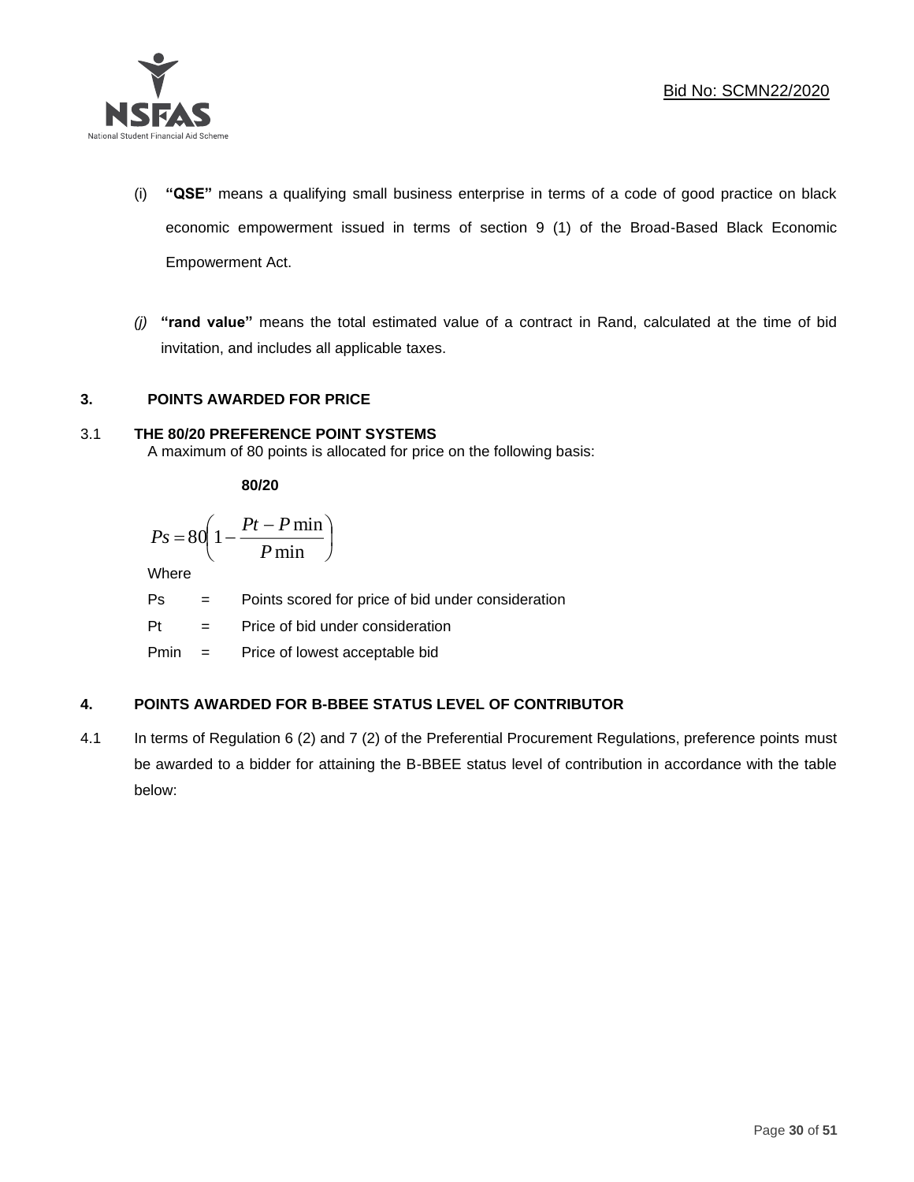(i) **"QSE"** means a qualifying small business enterprise in terms of a code of good practice on black economic empowerment issued in terms of section 9 (1) of the Broad-Based Black Economic Empowerment Act.

*(j)* **"rand value"** means the total estimated value of a contract in Rand, calculated at the time of bid invitation, and includes all applicable taxes.

## 3. POINTS AWARDED FOR PRICE

### 3.1 THE 80/20 PREFERENCE POINT SYSTEMS

A maximum of 80 points is allocated for price on the following basis:

**80/20**

$$Ps = 80\left(1 - \frac{Pt - P\min}{P\min}\right)$$

Where

Ps = Points scored for price of bid under consideration

Pt = Price of bid under consideration

Pmin = Price of lowest acceptable bid

## 4. POINTS AWARDED FOR B-BBEE STATUS LEVEL OF CONTRIBUTOR

4.1 In terms of Regulation 6 (2) and 7 (2) of the Preferential Procurement Regulations, preference points must be awarded to a bidder for attaining the B-BBEE status level of contribution in accordance with the table below: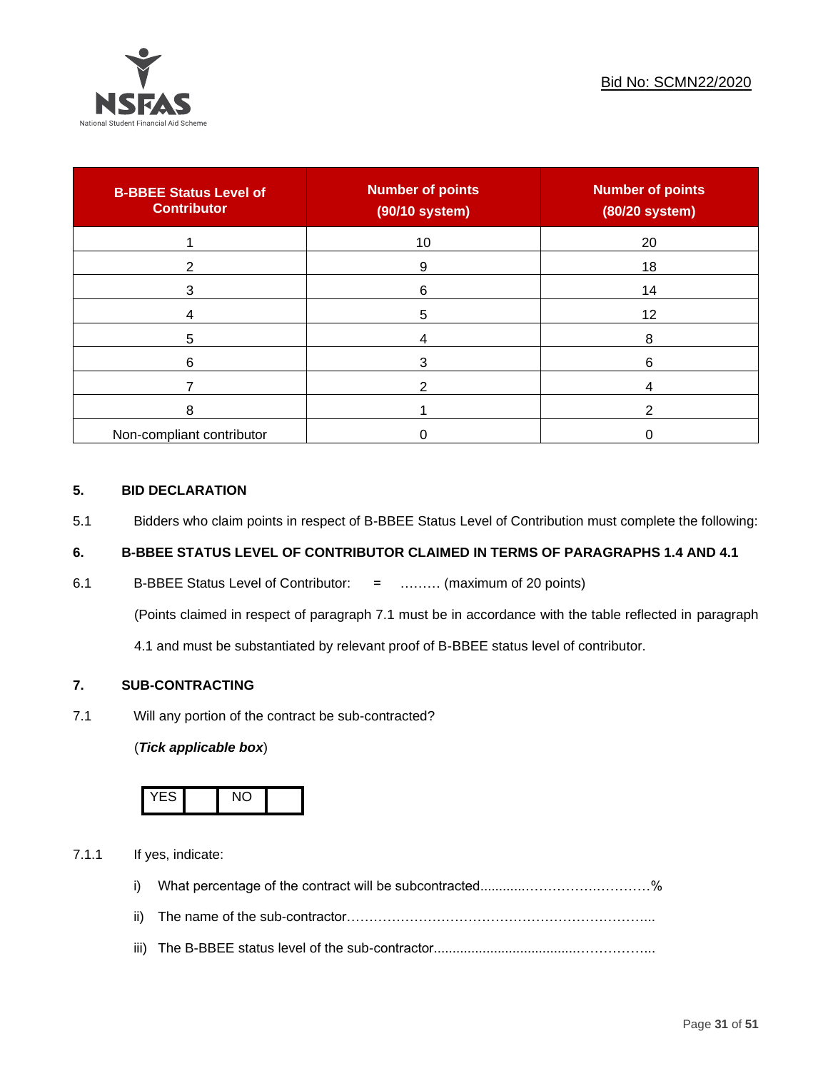| B-BBEE Status Level of Contributor | Number of points (90/10 system) | Number of points (80/20 system) |
|---|---|---|
| 1 | 10 | 20 |
| 2 | 9 | 18 |
| 3 | 6 | 14 |
| 4 | 5 | 12 |
| 5 | 4 | 8 |
| 6 | 3 | 6 |
| 7 | 2 | 4 |
| 8 | 1 | 2 |
| Non-compliant contributor | 0 | 0 |

## 5. BID DECLARATION

5.1 Bidders who claim points in respect of B-BBEE Status Level of Contribution must complete the following:

## 6. B-BBEE STATUS LEVEL OF CONTRIBUTOR CLAIMED IN TERMS OF PARAGRAPHS 1.4 AND 4.1

6.1 B-BBEE Status Level of Contributor: = ……… (maximum of 20 points)

(Points claimed in respect of paragraph 7.1 must be in accordance with the table reflected in paragraph 4.1 and must be substantiated by relevant proof of B-BBEE status level of contributor.

## 7. SUB-CONTRACTING

7.1 Will any portion of the contract be sub-contracted?

(***Tick applicable box***)

| YES | | NO | |
|---|---|---|---|

7.1.1 If yes, indicate:

i) What percentage of the contract will be subcontracted............……………….…………%

ii) The name of the sub-contractor…………………………………………………………....

iii) The B-BBEE status level of the sub-contractor......................................……………...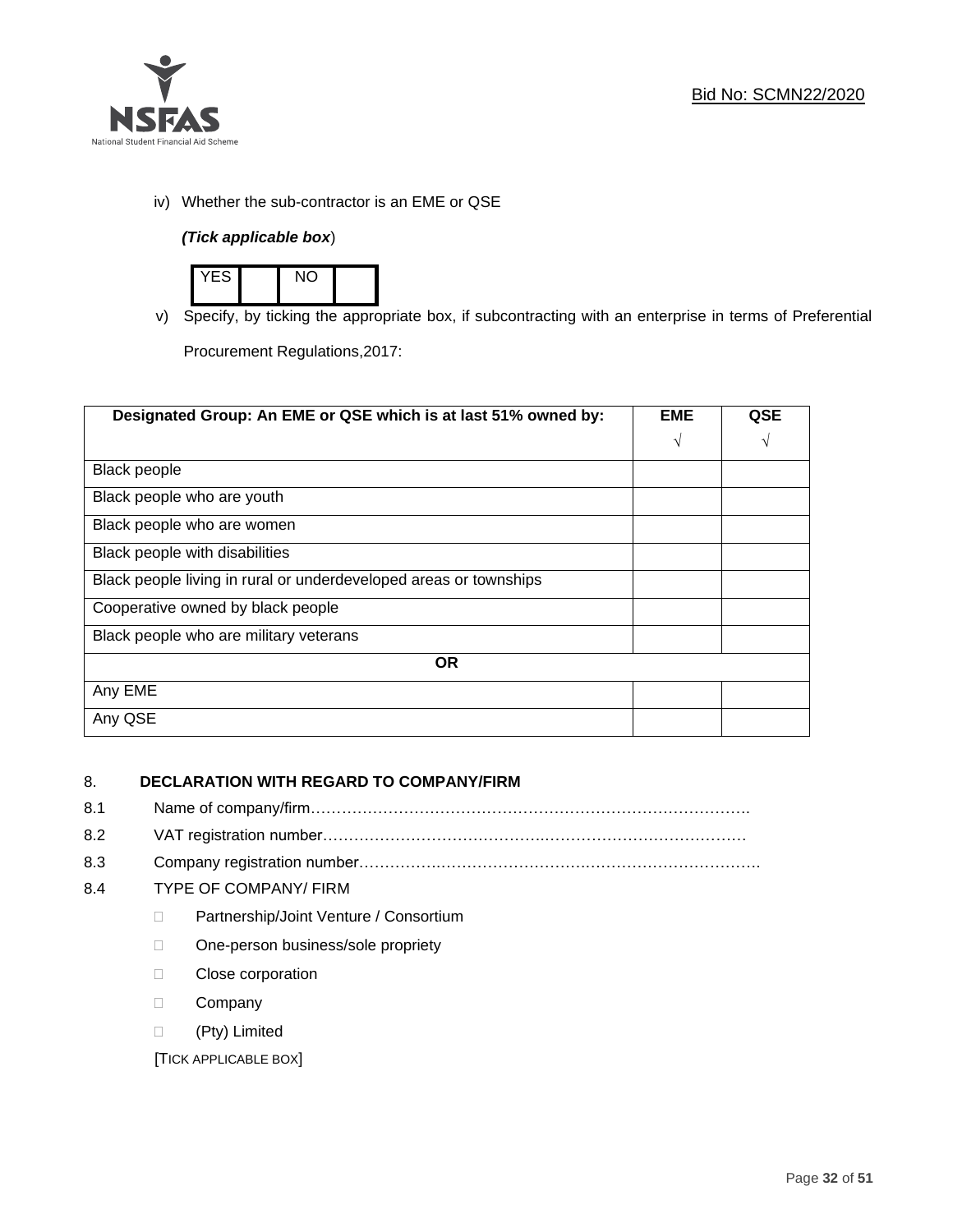iv) Whether the sub-contractor is an EME or QSE

***(Tick applicable box)***

| YES | | NO | |
|---|---|---|---|

v) Specify, by ticking the appropriate box, if subcontracting with an enterprise in terms of Preferential Procurement Regulations,2017:

| Designated Group: An EME or QSE which is at last 51% owned by: | EME √ | QSE √ |
|---|---|---|
| Black people | | |
| Black people who are youth | | |
| Black people who are women | | |
| Black people with disabilities | | |
| Black people living in rural or underdeveloped areas or townships | | |
| Cooperative owned by black people | | |
| Black people who are military veterans | | |
| **OR** | | |
| Any EME | | |
| Any QSE | | |

## 8. DECLARATION WITH REGARD TO COMPANY/FIRM

8.1 Name of company/firm…………………………………………………………………………….

8.2 VAT registration number……………………………………….…………………………………

8.3 Company registration number…………….……………………….…………………………….

8.4 TYPE OF COMPANY/ FIRM

- ☐ Partnership/Joint Venture / Consortium
- ☐ One-person business/sole propriety
- ☐ Close corporation
- ☐ Company
- ☐ (Pty) Limited

[TICK APPLICABLE BOX]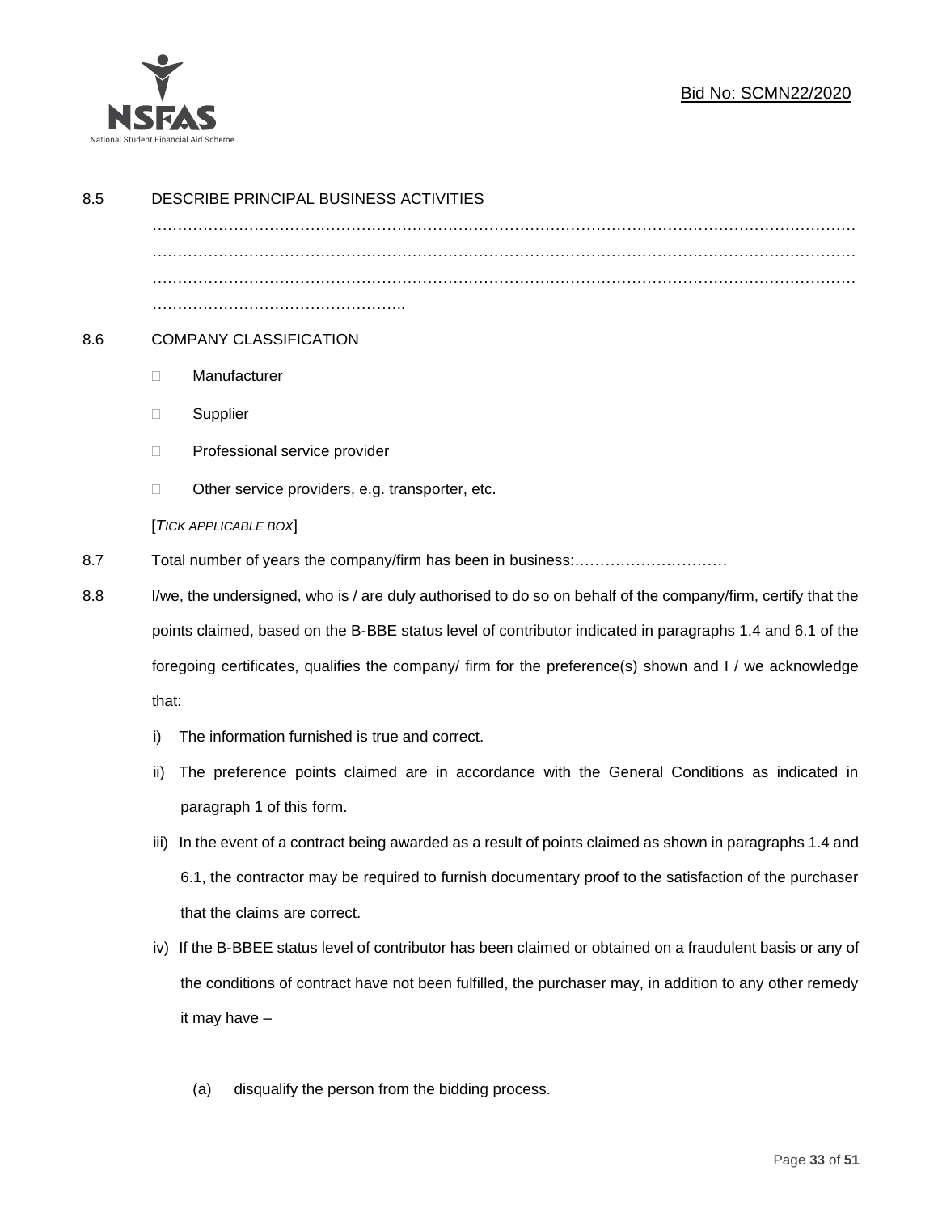8.5 DESCRIBE PRINCIPAL BUSINESS ACTIVITIES

………………………………………………………………………………………………………………
………………………………………………………………………………………………………………
………………………………………………………………………………………………………………
…………………………………………..

8.6 COMPANY CLASSIFICATION

- ☐ Manufacturer
- ☐ Supplier
- ☐ Professional service provider
- ☐ Other service providers, e.g. transporter, etc.

[*TICK APPLICABLE BOX*]

8.7 Total number of years the company/firm has been in business:…………………………

8.8 I/we, the undersigned, who is / are duly authorised to do so on behalf of the company/firm, certify that the points claimed, based on the B-BBE status level of contributor indicated in paragraphs 1.4 and 6.1 of the foregoing certificates, qualifies the company/ firm for the preference(s) shown and I / we acknowledge that:

i) The information furnished is true and correct.

ii) The preference points claimed are in accordance with the General Conditions as indicated in paragraph 1 of this form.

iii) In the event of a contract being awarded as a result of points claimed as shown in paragraphs 1.4 and 6.1, the contractor may be required to furnish documentary proof to the satisfaction of the purchaser that the claims are correct.

iv) If the B-BBEE status level of contributor has been claimed or obtained on a fraudulent basis or any of the conditions of contract have not been fulfilled, the purchaser may, in addition to any other remedy it may have –

(a) disqualify the person from the bidding process.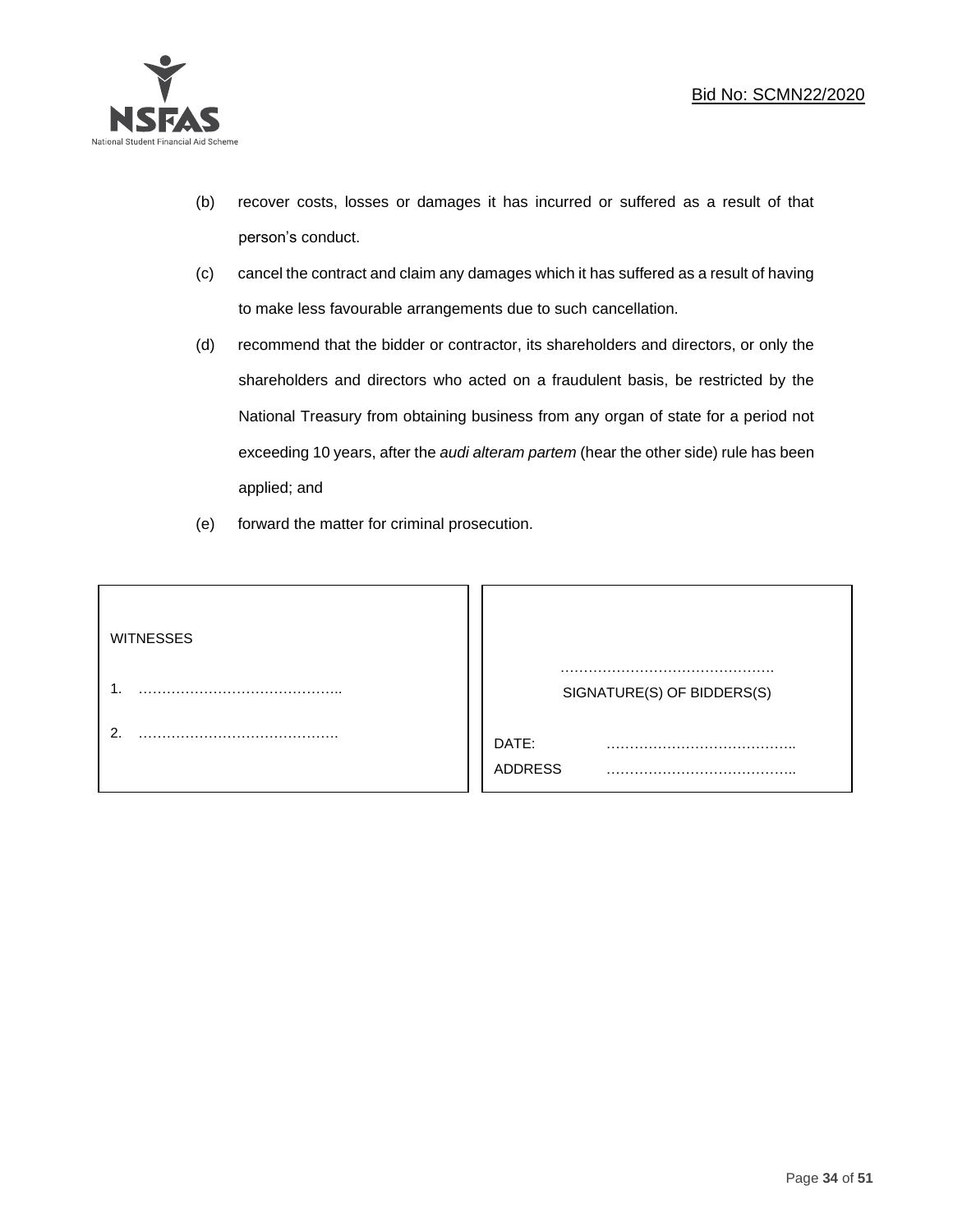(b) recover costs, losses or damages it has incurred or suffered as a result of that person's conduct.

(c) cancel the contract and claim any damages which it has suffered as a result of having to make less favourable arrangements due to such cancellation.

(d) recommend that the bidder or contractor, its shareholders and directors, or only the shareholders and directors who acted on a fraudulent basis, be restricted by the National Treasury from obtaining business from any organ of state for a period not exceeding 10 years, after the *audi alteram partem* (hear the other side) rule has been applied; and

(e) forward the matter for criminal prosecution.

| WITNESSES | |
|---|---|
| 1. …………………………………….. | ………………………………………. SIGNATURE(S) OF BIDDERS(S) |
| 2. ……………………………………. | DATE: ………………………………….. |
| | ADDRESS ………………………………….. |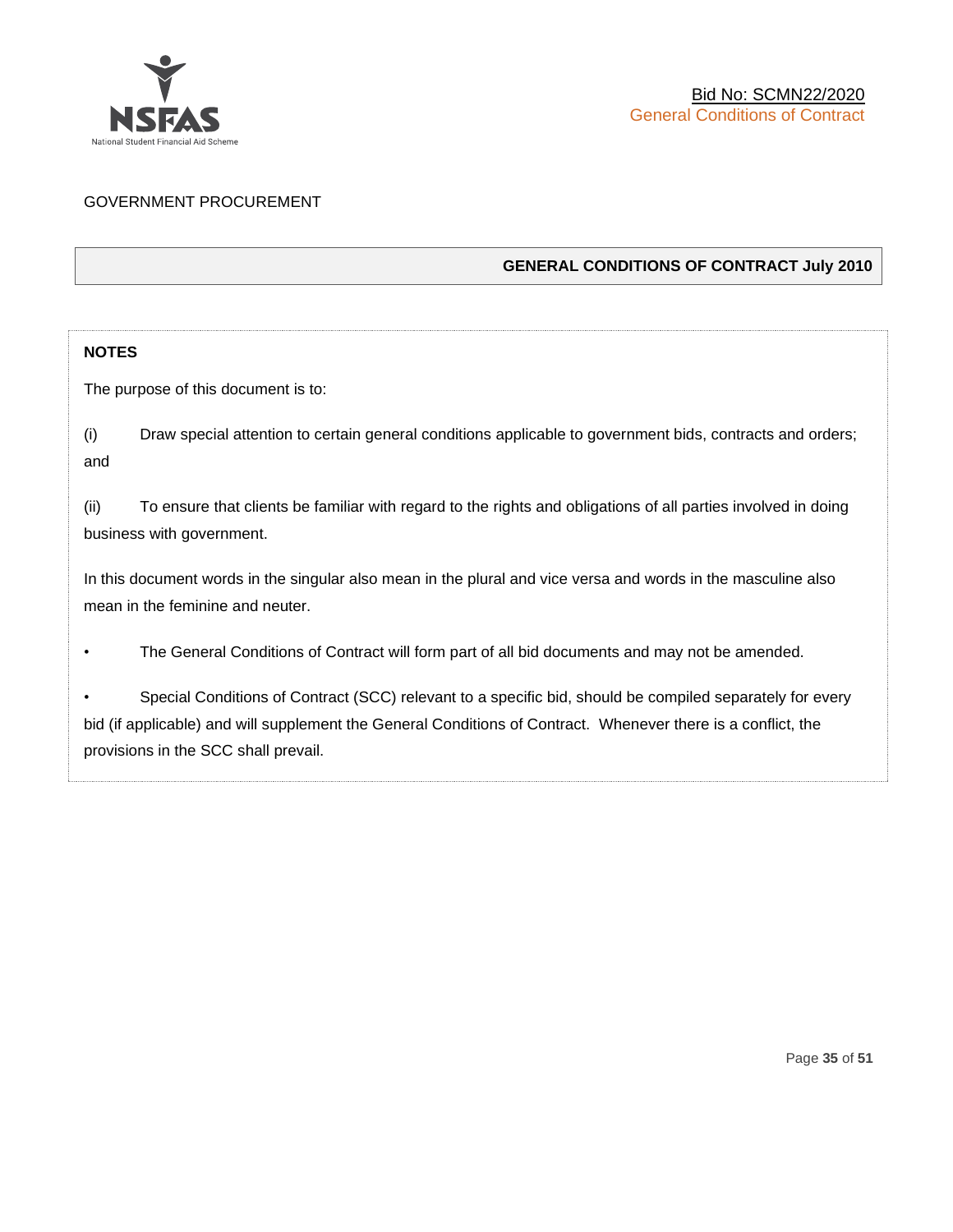GOVERNMENT PROCUREMENT

**GENERAL CONDITIONS OF CONTRACT July 2010**

**NOTES**

The purpose of this document is to:

(i) Draw special attention to certain general conditions applicable to government bids, contracts and orders; and

(ii) To ensure that clients be familiar with regard to the rights and obligations of all parties involved in doing business with government.

In this document words in the singular also mean in the plural and vice versa and words in the masculine also mean in the feminine and neuter.

- The General Conditions of Contract will form part of all bid documents and may not be amended.
- Special Conditions of Contract (SCC) relevant to a specific bid, should be compiled separately for every bid (if applicable) and will supplement the General Conditions of Contract. Whenever there is a conflict, the provisions in the SCC shall prevail.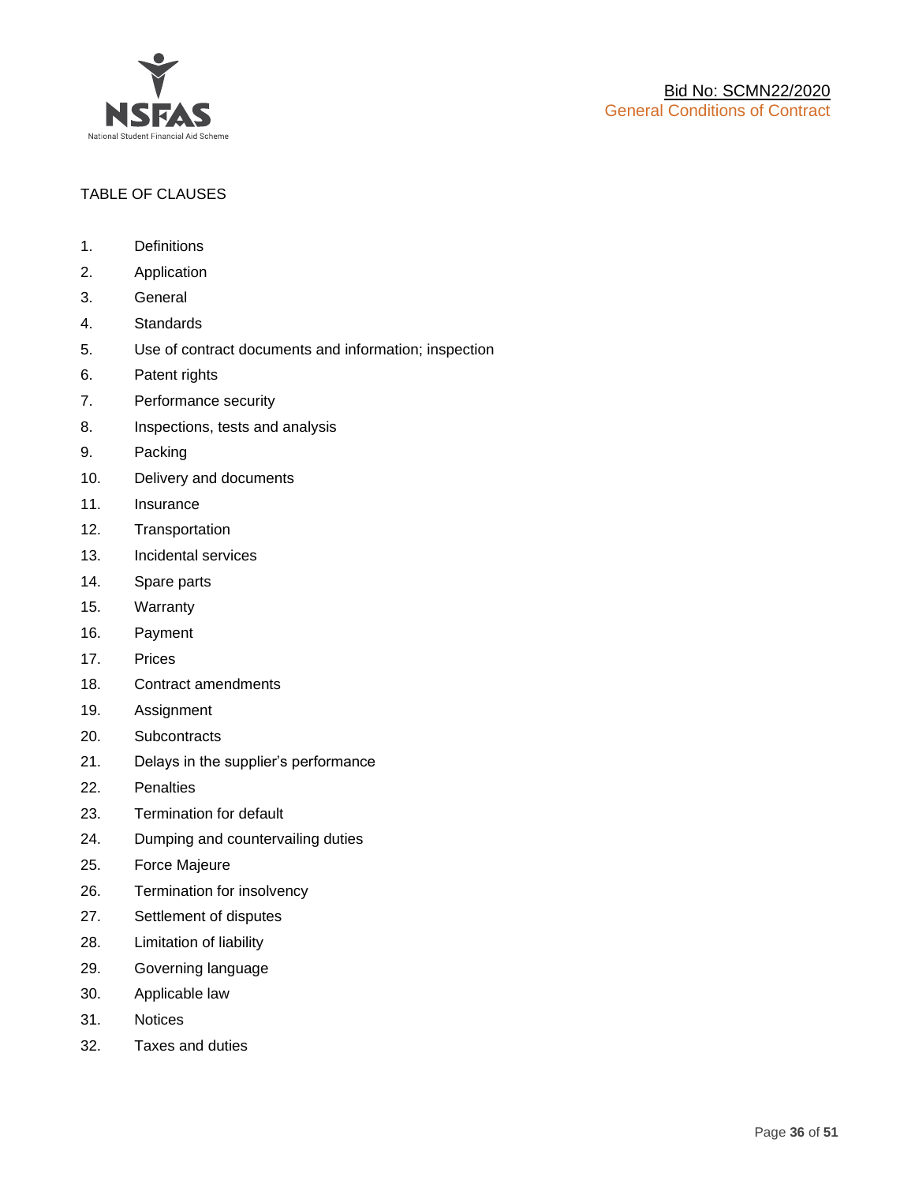TABLE OF CLAUSES

1. Definitions
2. Application
3. General
4. Standards
5. Use of contract documents and information; inspection
6. Patent rights
7. Performance security
8. Inspections, tests and analysis
9. Packing
10. Delivery and documents
11. Insurance
12. Transportation
13. Incidental services
14. Spare parts
15. Warranty
16. Payment
17. Prices
18. Contract amendments
19. Assignment
20. Subcontracts
21. Delays in the supplier's performance
22. Penalties
23. Termination for default
24. Dumping and countervailing duties
25. Force Majeure
26. Termination for insolvency
27. Settlement of disputes
28. Limitation of liability
29. Governing language
30. Applicable law
31. Notices
32. Taxes and duties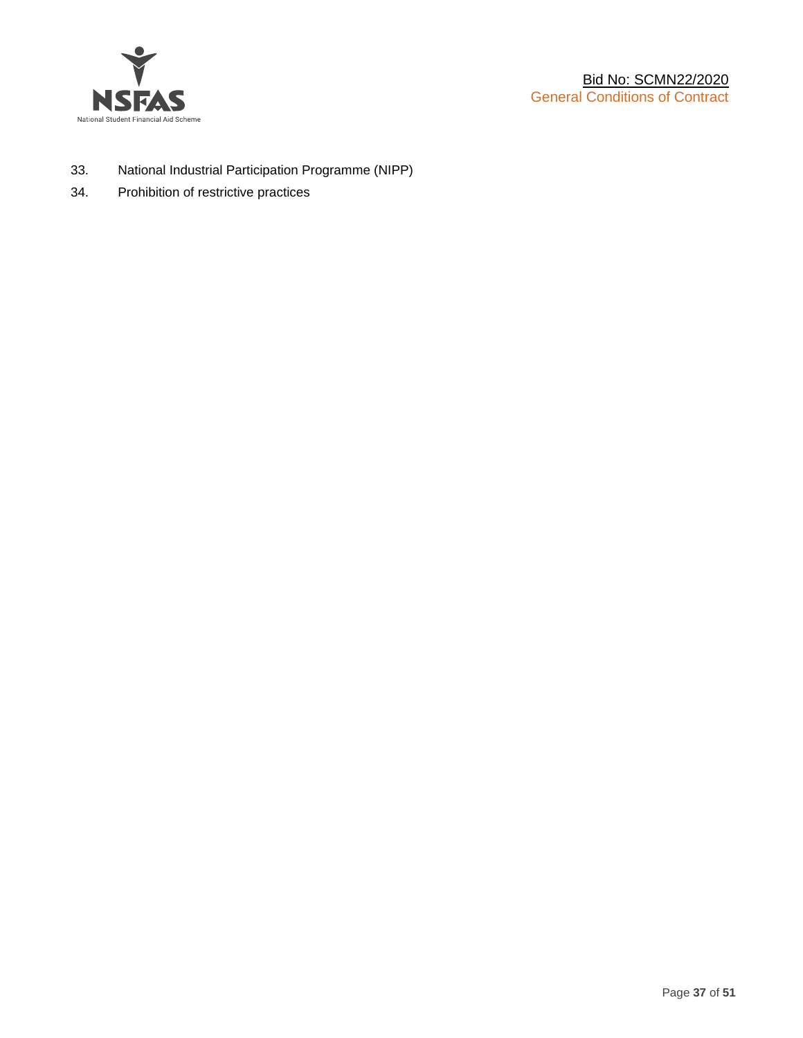33. National Industrial Participation Programme (NIPP)
34. Prohibition of restrictive practices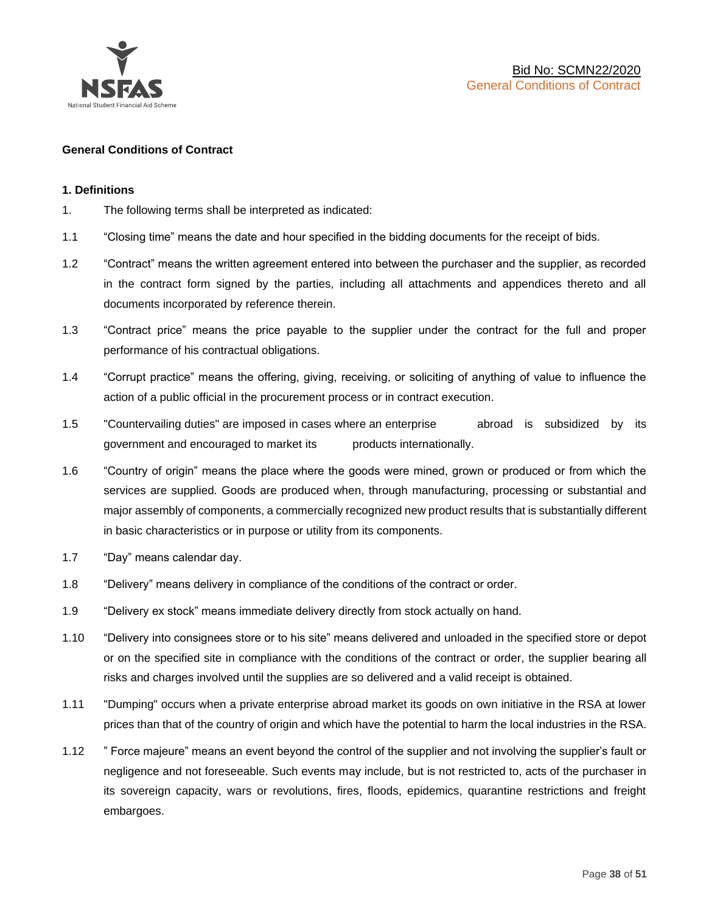**General Conditions of Contract**

**1. Definitions**

1. The following terms shall be interpreted as indicated:

1.1 "Closing time" means the date and hour specified in the bidding documents for the receipt of bids.

1.2 "Contract" means the written agreement entered into between the purchaser and the supplier, as recorded in the contract form signed by the parties, including all attachments and appendices thereto and all documents incorporated by reference therein.

1.3 "Contract price" means the price payable to the supplier under the contract for the full and proper performance of his contractual obligations.

1.4 "Corrupt practice" means the offering, giving, receiving, or soliciting of anything of value to influence the action of a public official in the procurement process or in contract execution.

1.5 "Countervailing duties" are imposed in cases where an enterprise abroad is subsidized by its government and encouraged to market its products internationally.

1.6 "Country of origin" means the place where the goods were mined, grown or produced or from which the services are supplied. Goods are produced when, through manufacturing, processing or substantial and major assembly of components, a commercially recognized new product results that is substantially different in basic characteristics or in purpose or utility from its components.

1.7 "Day" means calendar day.

1.8 "Delivery" means delivery in compliance of the conditions of the contract or order.

1.9 "Delivery ex stock" means immediate delivery directly from stock actually on hand.

1.10 "Delivery into consignees store or to his site" means delivered and unloaded in the specified store or depot or on the specified site in compliance with the conditions of the contract or order, the supplier bearing all risks and charges involved until the supplies are so delivered and a valid receipt is obtained.

1.11 "Dumping" occurs when a private enterprise abroad market its goods on own initiative in the RSA at lower prices than that of the country of origin and which have the potential to harm the local industries in the RSA.

1.12 " Force majeure" means an event beyond the control of the supplier and not involving the supplier's fault or negligence and not foreseeable. Such events may include, but is not restricted to, acts of the purchaser in its sovereign capacity, wars or revolutions, fires, floods, epidemics, quarantine restrictions and freight embargoes.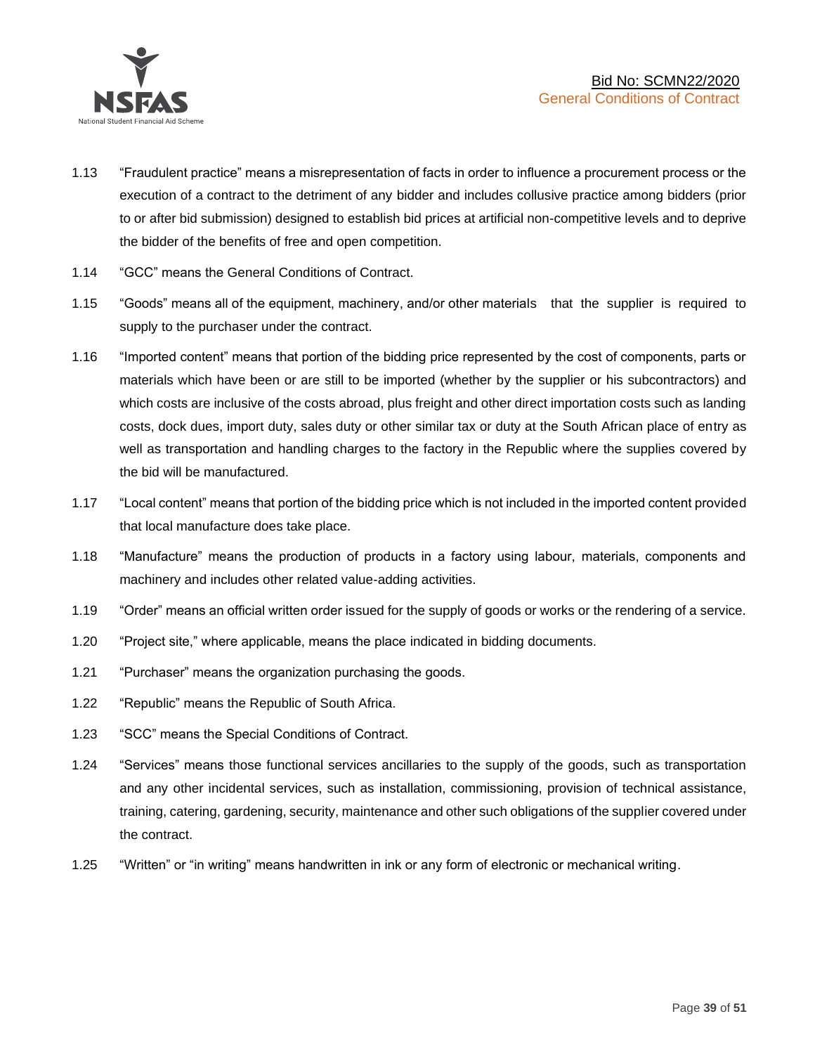1.13 "Fraudulent practice" means a misrepresentation of facts in order to influence a procurement process or the execution of a contract to the detriment of any bidder and includes collusive practice among bidders (prior to or after bid submission) designed to establish bid prices at artificial non-competitive levels and to deprive the bidder of the benefits of free and open competition.

1.14 "GCC" means the General Conditions of Contract.

1.15 "Goods" means all of the equipment, machinery, and/or other materials that the supplier is required to supply to the purchaser under the contract.

1.16 "Imported content" means that portion of the bidding price represented by the cost of components, parts or materials which have been or are still to be imported (whether by the supplier or his subcontractors) and which costs are inclusive of the costs abroad, plus freight and other direct importation costs such as landing costs, dock dues, import duty, sales duty or other similar tax or duty at the South African place of entry as well as transportation and handling charges to the factory in the Republic where the supplies covered by the bid will be manufactured.

1.17 "Local content" means that portion of the bidding price which is not included in the imported content provided that local manufacture does take place.

1.18 "Manufacture" means the production of products in a factory using labour, materials, components and machinery and includes other related value-adding activities.

1.19 "Order" means an official written order issued for the supply of goods or works or the rendering of a service.

1.20 "Project site," where applicable, means the place indicated in bidding documents.

1.21 "Purchaser" means the organization purchasing the goods.

1.22 "Republic" means the Republic of South Africa.

1.23 "SCC" means the Special Conditions of Contract.

1.24 "Services" means those functional services ancillaries to the supply of the goods, such as transportation and any other incidental services, such as installation, commissioning, provision of technical assistance, training, catering, gardening, security, maintenance and other such obligations of the supplier covered under the contract.

1.25 "Written" or "in writing" means handwritten in ink or any form of electronic or mechanical writing.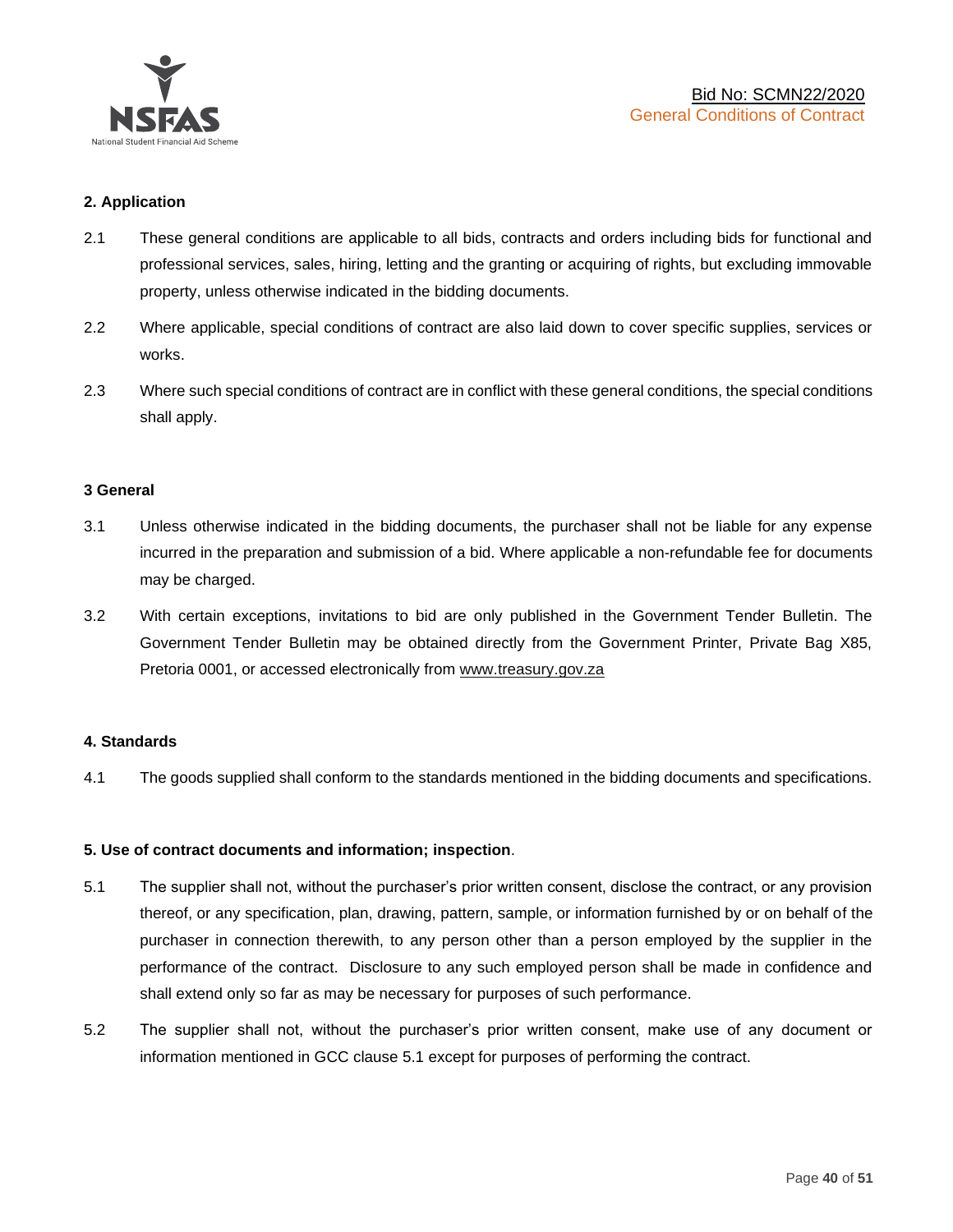## 2. Application

2.1 These general conditions are applicable to all bids, contracts and orders including bids for functional and professional services, sales, hiring, letting and the granting or acquiring of rights, but excluding immovable property, unless otherwise indicated in the bidding documents.

2.2 Where applicable, special conditions of contract are also laid down to cover specific supplies, services or works.

2.3 Where such special conditions of contract are in conflict with these general conditions, the special conditions shall apply.

## 3 General

3.1 Unless otherwise indicated in the bidding documents, the purchaser shall not be liable for any expense incurred in the preparation and submission of a bid. Where applicable a non-refundable fee for documents may be charged.

3.2 With certain exceptions, invitations to bid are only published in the Government Tender Bulletin. The Government Tender Bulletin may be obtained directly from the Government Printer, Private Bag X85, Pretoria 0001, or accessed electronically from www.treasury.gov.za

## 4. Standards

4.1 The goods supplied shall conform to the standards mentioned in the bidding documents and specifications.

## 5. Use of contract documents and information; inspection.

5.1 The supplier shall not, without the purchaser's prior written consent, disclose the contract, or any provision thereof, or any specification, plan, drawing, pattern, sample, or information furnished by or on behalf of the purchaser in connection therewith, to any person other than a person employed by the supplier in the performance of the contract. Disclosure to any such employed person shall be made in confidence and shall extend only so far as may be necessary for purposes of such performance.

5.2 The supplier shall not, without the purchaser's prior written consent, make use of any document or information mentioned in GCC clause 5.1 except for purposes of performing the contract.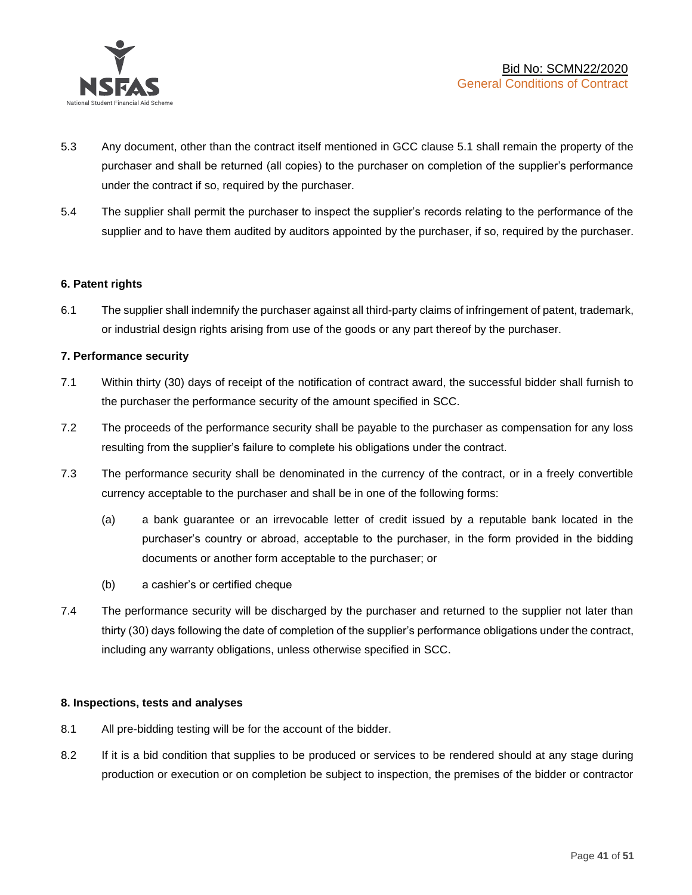5.3 Any document, other than the contract itself mentioned in GCC clause 5.1 shall remain the property of the purchaser and shall be returned (all copies) to the purchaser on completion of the supplier's performance under the contract if so, required by the purchaser.

5.4 The supplier shall permit the purchaser to inspect the supplier's records relating to the performance of the supplier and to have them audited by auditors appointed by the purchaser, if so, required by the purchaser.

**6. Patent rights**

6.1 The supplier shall indemnify the purchaser against all third-party claims of infringement of patent, trademark, or industrial design rights arising from use of the goods or any part thereof by the purchaser.

**7. Performance security**

7.1 Within thirty (30) days of receipt of the notification of contract award, the successful bidder shall furnish to the purchaser the performance security of the amount specified in SCC.

7.2 The proceeds of the performance security shall be payable to the purchaser as compensation for any loss resulting from the supplier's failure to complete his obligations under the contract.

7.3 The performance security shall be denominated in the currency of the contract, or in a freely convertible currency acceptable to the purchaser and shall be in one of the following forms:

(a) a bank guarantee or an irrevocable letter of credit issued by a reputable bank located in the purchaser's country or abroad, acceptable to the purchaser, in the form provided in the bidding documents or another form acceptable to the purchaser; or

(b) a cashier's or certified cheque

7.4 The performance security will be discharged by the purchaser and returned to the supplier not later than thirty (30) days following the date of completion of the supplier's performance obligations under the contract, including any warranty obligations, unless otherwise specified in SCC.

**8. Inspections, tests and analyses**

8.1 All pre-bidding testing will be for the account of the bidder.

8.2 If it is a bid condition that supplies to be produced or services to be rendered should at any stage during production or execution or on completion be subject to inspection, the premises of the bidder or contractor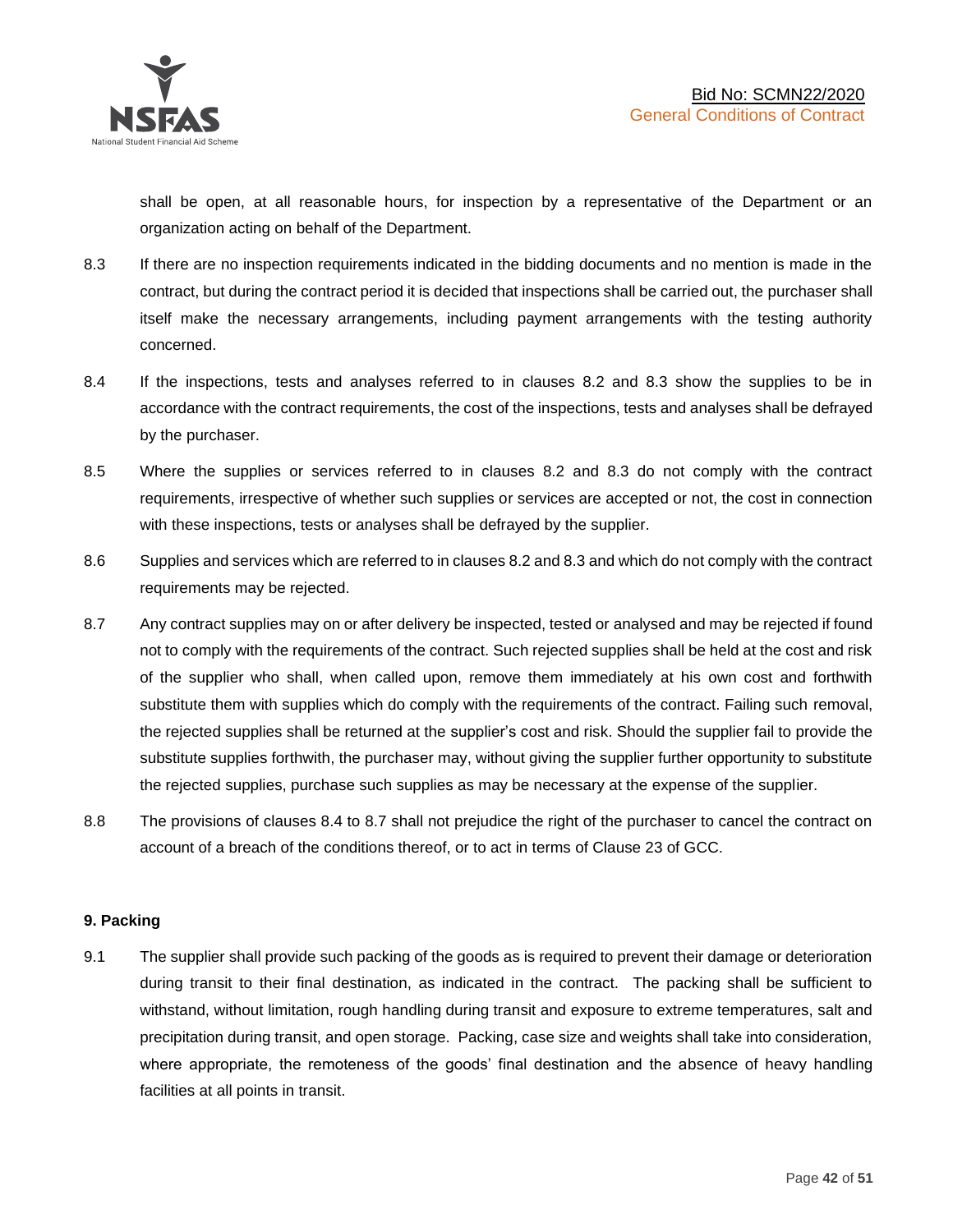shall be open, at all reasonable hours, for inspection by a representative of the Department or an organization acting on behalf of the Department.

8.3 If there are no inspection requirements indicated in the bidding documents and no mention is made in the contract, but during the contract period it is decided that inspections shall be carried out, the purchaser shall itself make the necessary arrangements, including payment arrangements with the testing authority concerned.

8.4 If the inspections, tests and analyses referred to in clauses 8.2 and 8.3 show the supplies to be in accordance with the contract requirements, the cost of the inspections, tests and analyses shall be defrayed by the purchaser.

8.5 Where the supplies or services referred to in clauses 8.2 and 8.3 do not comply with the contract requirements, irrespective of whether such supplies or services are accepted or not, the cost in connection with these inspections, tests or analyses shall be defrayed by the supplier.

8.6 Supplies and services which are referred to in clauses 8.2 and 8.3 and which do not comply with the contract requirements may be rejected.

8.7 Any contract supplies may on or after delivery be inspected, tested or analysed and may be rejected if found not to comply with the requirements of the contract. Such rejected supplies shall be held at the cost and risk of the supplier who shall, when called upon, remove them immediately at his own cost and forthwith substitute them with supplies which do comply with the requirements of the contract. Failing such removal, the rejected supplies shall be returned at the supplier's cost and risk. Should the supplier fail to provide the substitute supplies forthwith, the purchaser may, without giving the supplier further opportunity to substitute the rejected supplies, purchase such supplies as may be necessary at the expense of the supplier.

8.8 The provisions of clauses 8.4 to 8.7 shall not prejudice the right of the purchaser to cancel the contract on account of a breach of the conditions thereof, or to act in terms of Clause 23 of GCC.

**9. Packing**

9.1 The supplier shall provide such packing of the goods as is required to prevent their damage or deterioration during transit to their final destination, as indicated in the contract. The packing shall be sufficient to withstand, without limitation, rough handling during transit and exposure to extreme temperatures, salt and precipitation during transit, and open storage. Packing, case size and weights shall take into consideration, where appropriate, the remoteness of the goods' final destination and the absence of heavy handling facilities at all points in transit.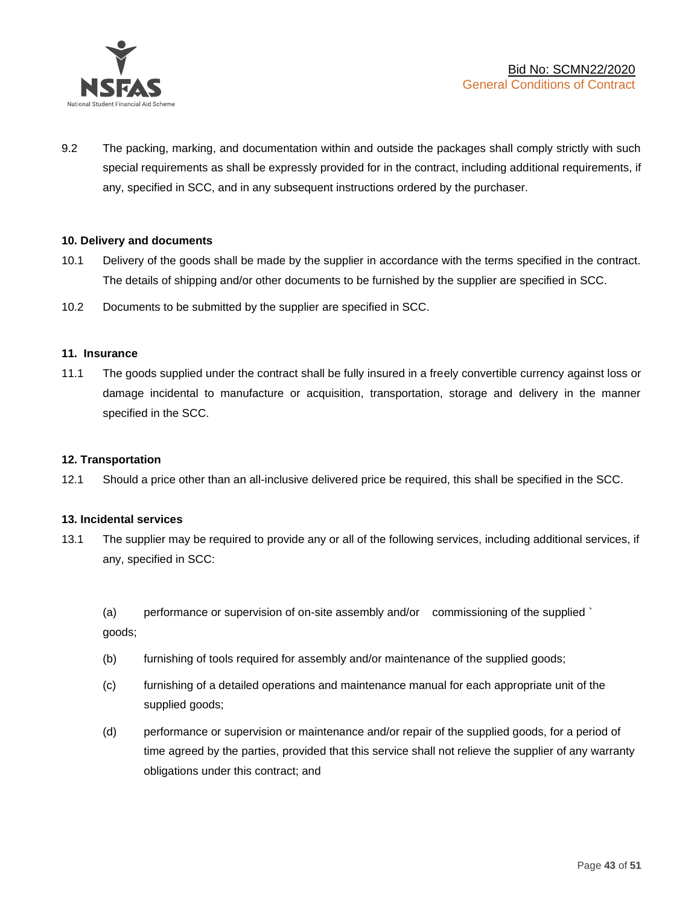9.2 The packing, marking, and documentation within and outside the packages shall comply strictly with such special requirements as shall be expressly provided for in the contract, including additional requirements, if any, specified in SCC, and in any subsequent instructions ordered by the purchaser.

**10. Delivery and documents**

10.1 Delivery of the goods shall be made by the supplier in accordance with the terms specified in the contract. The details of shipping and/or other documents to be furnished by the supplier are specified in SCC.

10.2 Documents to be submitted by the supplier are specified in SCC.

**11. Insurance**

11.1 The goods supplied under the contract shall be fully insured in a freely convertible currency against loss or damage incidental to manufacture or acquisition, transportation, storage and delivery in the manner specified in the SCC.

**12. Transportation**

12.1 Should a price other than an all-inclusive delivered price be required, this shall be specified in the SCC.

**13. Incidental services**

13.1 The supplier may be required to provide any or all of the following services, including additional services, if any, specified in SCC:

(a) performance or supervision of on-site assembly and/or commissioning of the supplied ` goods;

(b) furnishing of tools required for assembly and/or maintenance of the supplied goods;

(c) furnishing of a detailed operations and maintenance manual for each appropriate unit of the supplied goods;

(d) performance or supervision or maintenance and/or repair of the supplied goods, for a period of time agreed by the parties, provided that this service shall not relieve the supplier of any warranty obligations under this contract; and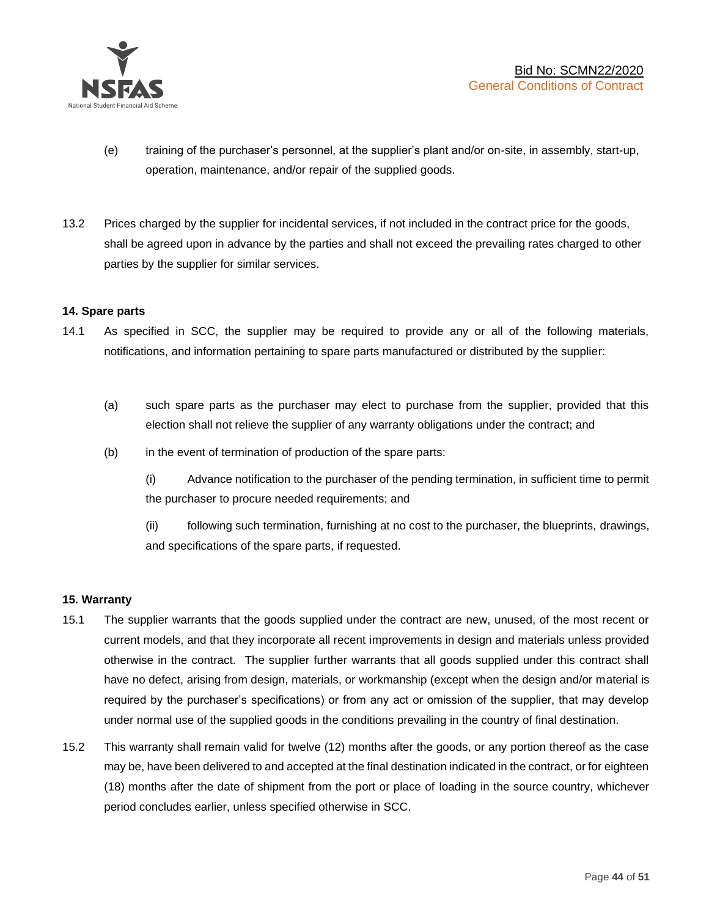(e) training of the purchaser's personnel, at the supplier's plant and/or on-site, in assembly, start-up, operation, maintenance, and/or repair of the supplied goods.

13.2 Prices charged by the supplier for incidental services, if not included in the contract price for the goods, shall be agreed upon in advance by the parties and shall not exceed the prevailing rates charged to other parties by the supplier for similar services.

**14. Spare parts**

14.1 As specified in SCC, the supplier may be required to provide any or all of the following materials, notifications, and information pertaining to spare parts manufactured or distributed by the supplier:

(a) such spare parts as the purchaser may elect to purchase from the supplier, provided that this election shall not relieve the supplier of any warranty obligations under the contract; and

(b) in the event of termination of production of the spare parts:

(i) Advance notification to the purchaser of the pending termination, in sufficient time to permit the purchaser to procure needed requirements; and

(ii) following such termination, furnishing at no cost to the purchaser, the blueprints, drawings, and specifications of the spare parts, if requested.

**15. Warranty**

15.1 The supplier warrants that the goods supplied under the contract are new, unused, of the most recent or current models, and that they incorporate all recent improvements in design and materials unless provided otherwise in the contract. The supplier further warrants that all goods supplied under this contract shall have no defect, arising from design, materials, or workmanship (except when the design and/or material is required by the purchaser's specifications) or from any act or omission of the supplier, that may develop under normal use of the supplied goods in the conditions prevailing in the country of final destination.

15.2 This warranty shall remain valid for twelve (12) months after the goods, or any portion thereof as the case may be, have been delivered to and accepted at the final destination indicated in the contract, or for eighteen (18) months after the date of shipment from the port or place of loading in the source country, whichever period concludes earlier, unless specified otherwise in SCC.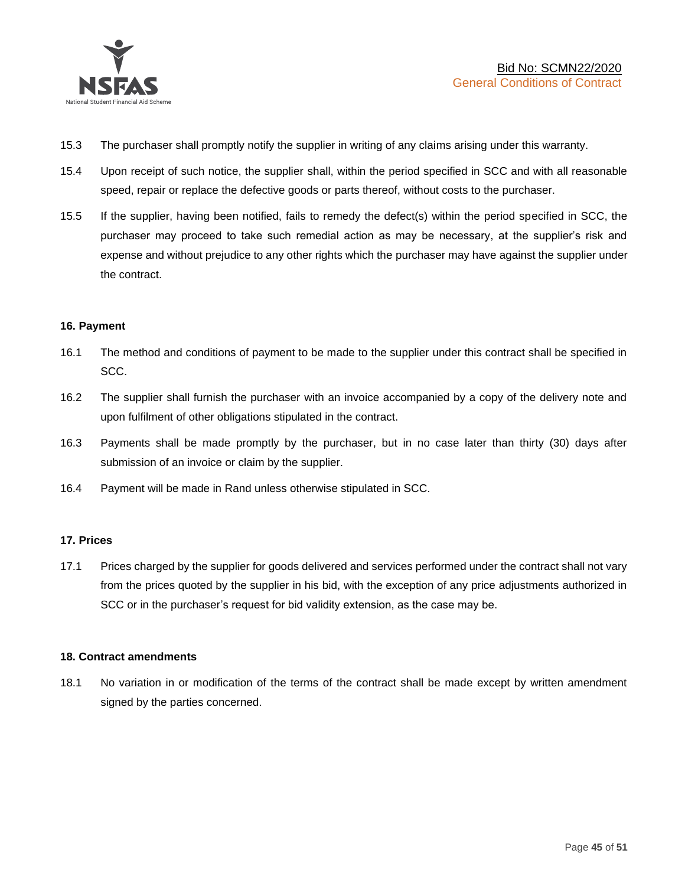15.3 The purchaser shall promptly notify the supplier in writing of any claims arising under this warranty.

15.4 Upon receipt of such notice, the supplier shall, within the period specified in SCC and with all reasonable speed, repair or replace the defective goods or parts thereof, without costs to the purchaser.

15.5 If the supplier, having been notified, fails to remedy the defect(s) within the period specified in SCC, the purchaser may proceed to take such remedial action as may be necessary, at the supplier's risk and expense and without prejudice to any other rights which the purchaser may have against the supplier under the contract.

**16. Payment**

16.1 The method and conditions of payment to be made to the supplier under this contract shall be specified in SCC.

16.2 The supplier shall furnish the purchaser with an invoice accompanied by a copy of the delivery note and upon fulfilment of other obligations stipulated in the contract.

16.3 Payments shall be made promptly by the purchaser, but in no case later than thirty (30) days after submission of an invoice or claim by the supplier.

16.4 Payment will be made in Rand unless otherwise stipulated in SCC.

**17. Prices**

17.1 Prices charged by the supplier for goods delivered and services performed under the contract shall not vary from the prices quoted by the supplier in his bid, with the exception of any price adjustments authorized in SCC or in the purchaser's request for bid validity extension, as the case may be.

**18. Contract amendments**

18.1 No variation in or modification of the terms of the contract shall be made except by written amendment signed by the parties concerned.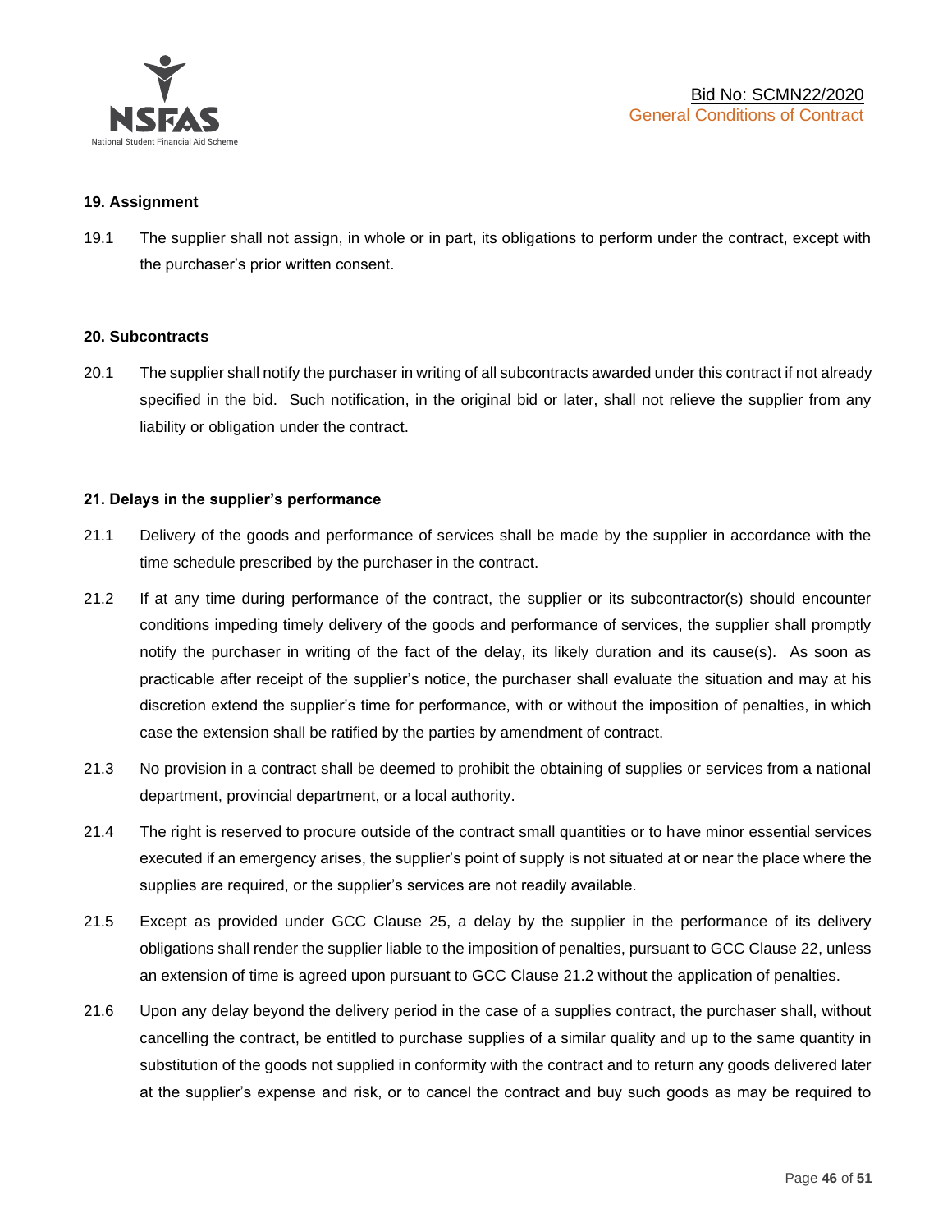### 19. Assignment

19.1 The supplier shall not assign, in whole or in part, its obligations to perform under the contract, except with the purchaser's prior written consent.

### 20. Subcontracts

20.1 The supplier shall notify the purchaser in writing of all subcontracts awarded under this contract if not already specified in the bid. Such notification, in the original bid or later, shall not relieve the supplier from any liability or obligation under the contract.

### 21. Delays in the supplier's performance

21.1 Delivery of the goods and performance of services shall be made by the supplier in accordance with the time schedule prescribed by the purchaser in the contract.

21.2 If at any time during performance of the contract, the supplier or its subcontractor(s) should encounter conditions impeding timely delivery of the goods and performance of services, the supplier shall promptly notify the purchaser in writing of the fact of the delay, its likely duration and its cause(s). As soon as practicable after receipt of the supplier's notice, the purchaser shall evaluate the situation and may at his discretion extend the supplier's time for performance, with or without the imposition of penalties, in which case the extension shall be ratified by the parties by amendment of contract.

21.3 No provision in a contract shall be deemed to prohibit the obtaining of supplies or services from a national department, provincial department, or a local authority.

21.4 The right is reserved to procure outside of the contract small quantities or to have minor essential services executed if an emergency arises, the supplier's point of supply is not situated at or near the place where the supplies are required, or the supplier's services are not readily available.

21.5 Except as provided under GCC Clause 25, a delay by the supplier in the performance of its delivery obligations shall render the supplier liable to the imposition of penalties, pursuant to GCC Clause 22, unless an extension of time is agreed upon pursuant to GCC Clause 21.2 without the application of penalties.

21.6 Upon any delay beyond the delivery period in the case of a supplies contract, the purchaser shall, without cancelling the contract, be entitled to purchase supplies of a similar quality and up to the same quantity in substitution of the goods not supplied in conformity with the contract and to return any goods delivered later at the supplier's expense and risk, or to cancel the contract and buy such goods as may be required to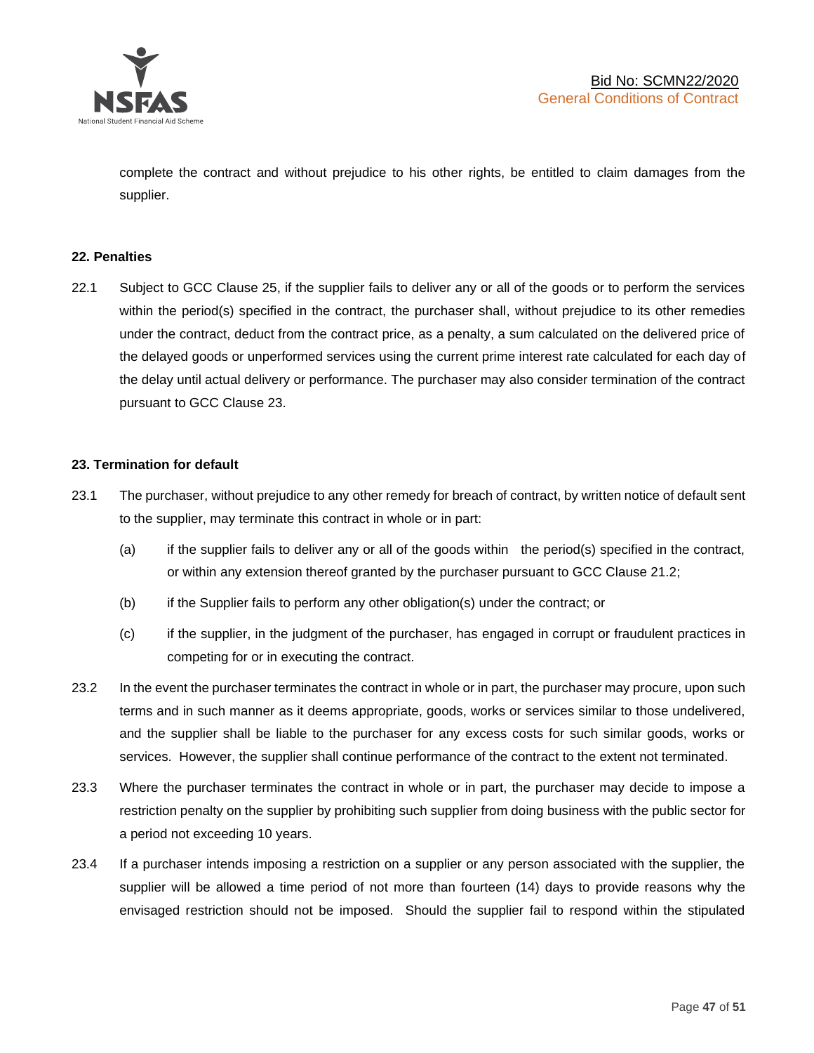complete the contract and without prejudice to his other rights, be entitled to claim damages from the supplier.

**22. Penalties**

22.1 Subject to GCC Clause 25, if the supplier fails to deliver any or all of the goods or to perform the services within the period(s) specified in the contract, the purchaser shall, without prejudice to its other remedies under the contract, deduct from the contract price, as a penalty, a sum calculated on the delivered price of the delayed goods or unperformed services using the current prime interest rate calculated for each day of the delay until actual delivery or performance. The purchaser may also consider termination of the contract pursuant to GCC Clause 23.

**23. Termination for default**

23.1 The purchaser, without prejudice to any other remedy for breach of contract, by written notice of default sent to the supplier, may terminate this contract in whole or in part:

(a) if the supplier fails to deliver any or all of the goods within the period(s) specified in the contract, or within any extension thereof granted by the purchaser pursuant to GCC Clause 21.2;

(b) if the Supplier fails to perform any other obligation(s) under the contract; or

(c) if the supplier, in the judgment of the purchaser, has engaged in corrupt or fraudulent practices in competing for or in executing the contract.

23.2 In the event the purchaser terminates the contract in whole or in part, the purchaser may procure, upon such terms and in such manner as it deems appropriate, goods, works or services similar to those undelivered, and the supplier shall be liable to the purchaser for any excess costs for such similar goods, works or services. However, the supplier shall continue performance of the contract to the extent not terminated.

23.3 Where the purchaser terminates the contract in whole or in part, the purchaser may decide to impose a restriction penalty on the supplier by prohibiting such supplier from doing business with the public sector for a period not exceeding 10 years.

23.4 If a purchaser intends imposing a restriction on a supplier or any person associated with the supplier, the supplier will be allowed a time period of not more than fourteen (14) days to provide reasons why the envisaged restriction should not be imposed. Should the supplier fail to respond within the stipulated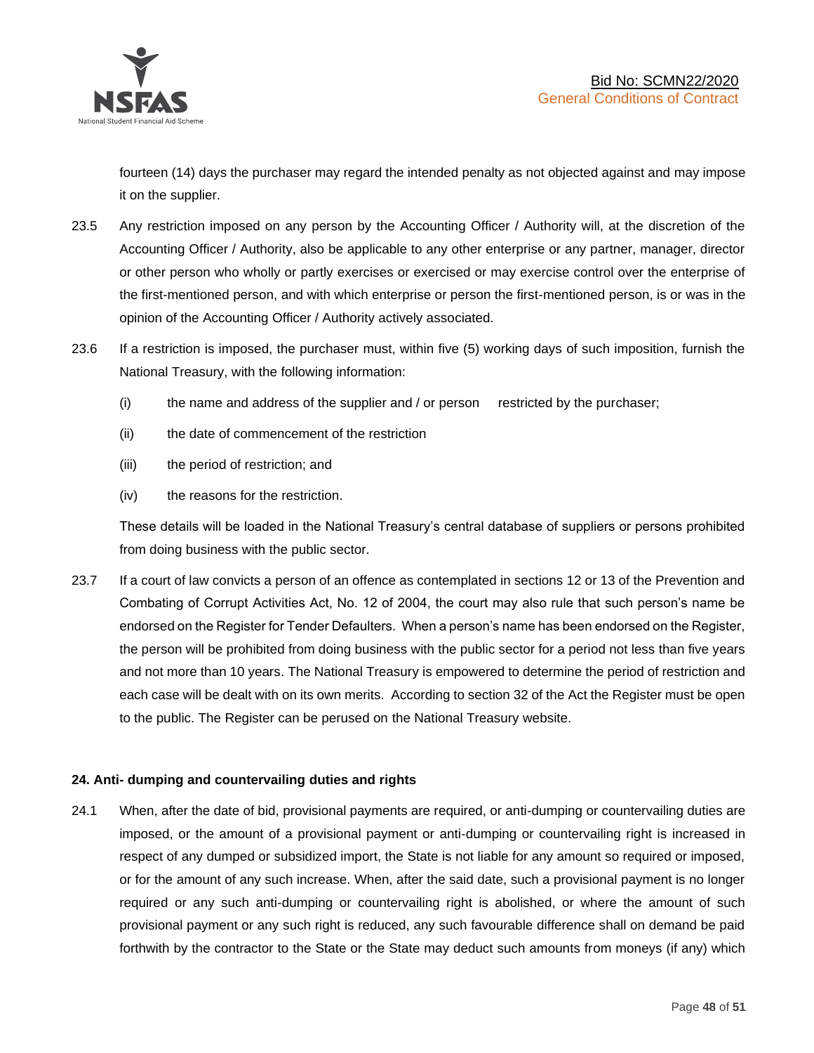fourteen (14) days the purchaser may regard the intended penalty as not objected against and may impose it on the supplier.

23.5 Any restriction imposed on any person by the Accounting Officer / Authority will, at the discretion of the Accounting Officer / Authority, also be applicable to any other enterprise or any partner, manager, director or other person who wholly or partly exercises or exercised or may exercise control over the enterprise of the first-mentioned person, and with which enterprise or person the first-mentioned person, is or was in the opinion of the Accounting Officer / Authority actively associated.

23.6 If a restriction is imposed, the purchaser must, within five (5) working days of such imposition, furnish the National Treasury, with the following information:

(i) the name and address of the supplier and / or person restricted by the purchaser;

(ii) the date of commencement of the restriction

(iii) the period of restriction; and

(iv) the reasons for the restriction.

These details will be loaded in the National Treasury's central database of suppliers or persons prohibited from doing business with the public sector.

23.7 If a court of law convicts a person of an offence as contemplated in sections 12 or 13 of the Prevention and Combating of Corrupt Activities Act, No. 12 of 2004, the court may also rule that such person's name be endorsed on the Register for Tender Defaulters. When a person's name has been endorsed on the Register, the person will be prohibited from doing business with the public sector for a period not less than five years and not more than 10 years. The National Treasury is empowered to determine the period of restriction and each case will be dealt with on its own merits. According to section 32 of the Act the Register must be open to the public. The Register can be perused on the National Treasury website.

**24. Anti- dumping and countervailing duties and rights**

24.1 When, after the date of bid, provisional payments are required, or anti-dumping or countervailing duties are imposed, or the amount of a provisional payment or anti-dumping or countervailing right is increased in respect of any dumped or subsidized import, the State is not liable for any amount so required or imposed, or for the amount of any such increase. When, after the said date, such a provisional payment is no longer required or any such anti-dumping or countervailing right is abolished, or where the amount of such provisional payment or any such right is reduced, any such favourable difference shall on demand be paid forthwith by the contractor to the State or the State may deduct such amounts from moneys (if any) which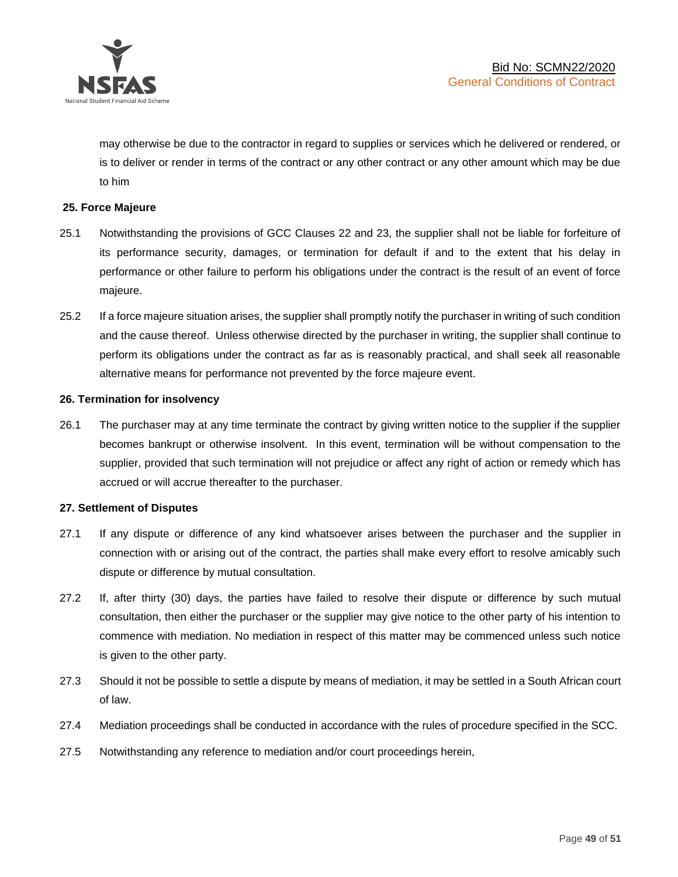may otherwise be due to the contractor in regard to supplies or services which he delivered or rendered, or is to deliver or render in terms of the contract or any other contract or any other amount which may be due to him

**25. Force Majeure**

25.1 Notwithstanding the provisions of GCC Clauses 22 and 23, the supplier shall not be liable for forfeiture of its performance security, damages, or termination for default if and to the extent that his delay in performance or other failure to perform his obligations under the contract is the result of an event of force majeure.

25.2 If a force majeure situation arises, the supplier shall promptly notify the purchaser in writing of such condition and the cause thereof. Unless otherwise directed by the purchaser in writing, the supplier shall continue to perform its obligations under the contract as far as is reasonably practical, and shall seek all reasonable alternative means for performance not prevented by the force majeure event.

**26. Termination for insolvency**

26.1 The purchaser may at any time terminate the contract by giving written notice to the supplier if the supplier becomes bankrupt or otherwise insolvent. In this event, termination will be without compensation to the supplier, provided that such termination will not prejudice or affect any right of action or remedy which has accrued or will accrue thereafter to the purchaser.

**27. Settlement of Disputes**

27.1 If any dispute or difference of any kind whatsoever arises between the purchaser and the supplier in connection with or arising out of the contract, the parties shall make every effort to resolve amicably such dispute or difference by mutual consultation.

27.2 If, after thirty (30) days, the parties have failed to resolve their dispute or difference by such mutual consultation, then either the purchaser or the supplier may give notice to the other party of his intention to commence with mediation. No mediation in respect of this matter may be commenced unless such notice is given to the other party.

27.3 Should it not be possible to settle a dispute by means of mediation, it may be settled in a South African court of law.

27.4 Mediation proceedings shall be conducted in accordance with the rules of procedure specified in the SCC.

27.5 Notwithstanding any reference to mediation and/or court proceedings herein,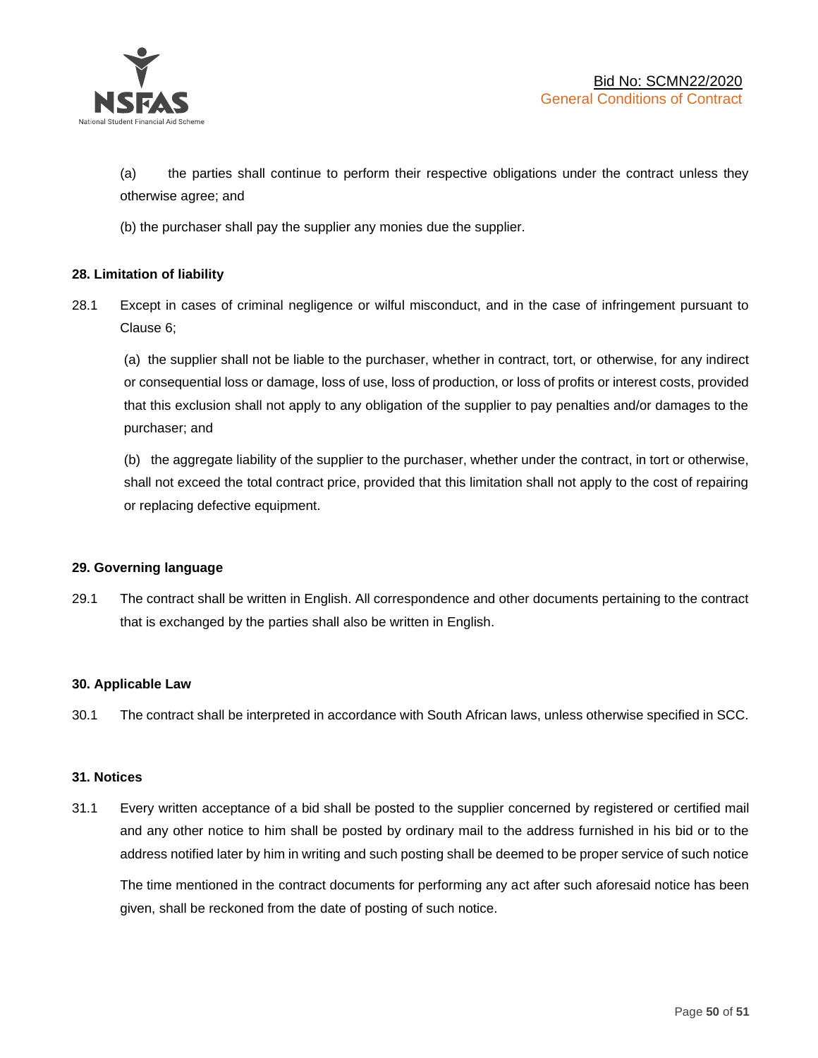(a) the parties shall continue to perform their respective obligations under the contract unless they otherwise agree; and

(b) the purchaser shall pay the supplier any monies due the supplier.

**28. Limitation of liability**

28.1 Except in cases of criminal negligence or wilful misconduct, and in the case of infringement pursuant to Clause 6;

(a) the supplier shall not be liable to the purchaser, whether in contract, tort, or otherwise, for any indirect or consequential loss or damage, loss of use, loss of production, or loss of profits or interest costs, provided that this exclusion shall not apply to any obligation of the supplier to pay penalties and/or damages to the purchaser; and

(b) the aggregate liability of the supplier to the purchaser, whether under the contract, in tort or otherwise, shall not exceed the total contract price, provided that this limitation shall not apply to the cost of repairing or replacing defective equipment.

**29. Governing language**

29.1 The contract shall be written in English. All correspondence and other documents pertaining to the contract that is exchanged by the parties shall also be written in English.

**30. Applicable Law**

30.1 The contract shall be interpreted in accordance with South African laws, unless otherwise specified in SCC.

**31. Notices**

31.1 Every written acceptance of a bid shall be posted to the supplier concerned by registered or certified mail and any other notice to him shall be posted by ordinary mail to the address furnished in his bid or to the address notified later by him in writing and such posting shall be deemed to be proper service of such notice

The time mentioned in the contract documents for performing any act after such aforesaid notice has been given, shall be reckoned from the date of posting of such notice.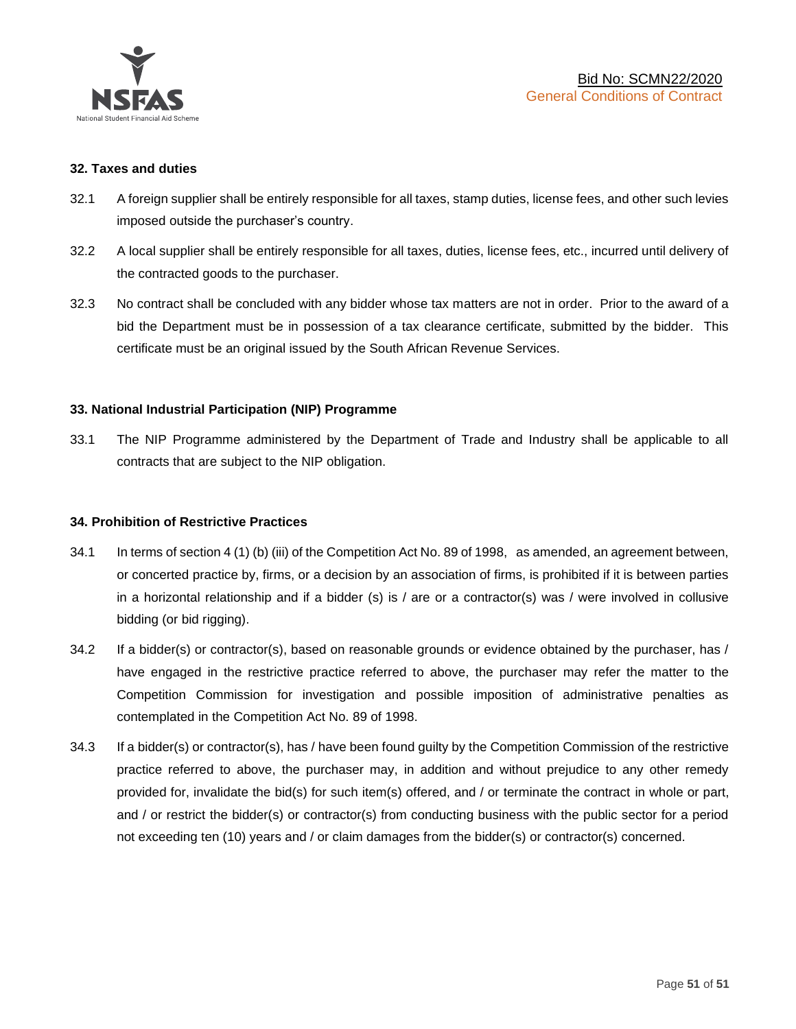## 32. Taxes and duties

32.1 A foreign supplier shall be entirely responsible for all taxes, stamp duties, license fees, and other such levies imposed outside the purchaser's country.

32.2 A local supplier shall be entirely responsible for all taxes, duties, license fees, etc., incurred until delivery of the contracted goods to the purchaser.

32.3 No contract shall be concluded with any bidder whose tax matters are not in order. Prior to the award of a bid the Department must be in possession of a tax clearance certificate, submitted by the bidder. This certificate must be an original issued by the South African Revenue Services.

## 33. National Industrial Participation (NIP) Programme

33.1 The NIP Programme administered by the Department of Trade and Industry shall be applicable to all contracts that are subject to the NIP obligation.

## 34. Prohibition of Restrictive Practices

34.1 In terms of section 4 (1) (b) (iii) of the Competition Act No. 89 of 1998, as amended, an agreement between, or concerted practice by, firms, or a decision by an association of firms, is prohibited if it is between parties in a horizontal relationship and if a bidder (s) is / are or a contractor(s) was / were involved in collusive bidding (or bid rigging).

34.2 If a bidder(s) or contractor(s), based on reasonable grounds or evidence obtained by the purchaser, has / have engaged in the restrictive practice referred to above, the purchaser may refer the matter to the Competition Commission for investigation and possible imposition of administrative penalties as contemplated in the Competition Act No. 89 of 1998.

34.3 If a bidder(s) or contractor(s), has / have been found guilty by the Competition Commission of the restrictive practice referred to above, the purchaser may, in addition and without prejudice to any other remedy provided for, invalidate the bid(s) for such item(s) offered, and / or terminate the contract in whole or part, and / or restrict the bidder(s) or contractor(s) from conducting business with the public sector for a period not exceeding ten (10) years and / or claim damages from the bidder(s) or contractor(s) concerned.